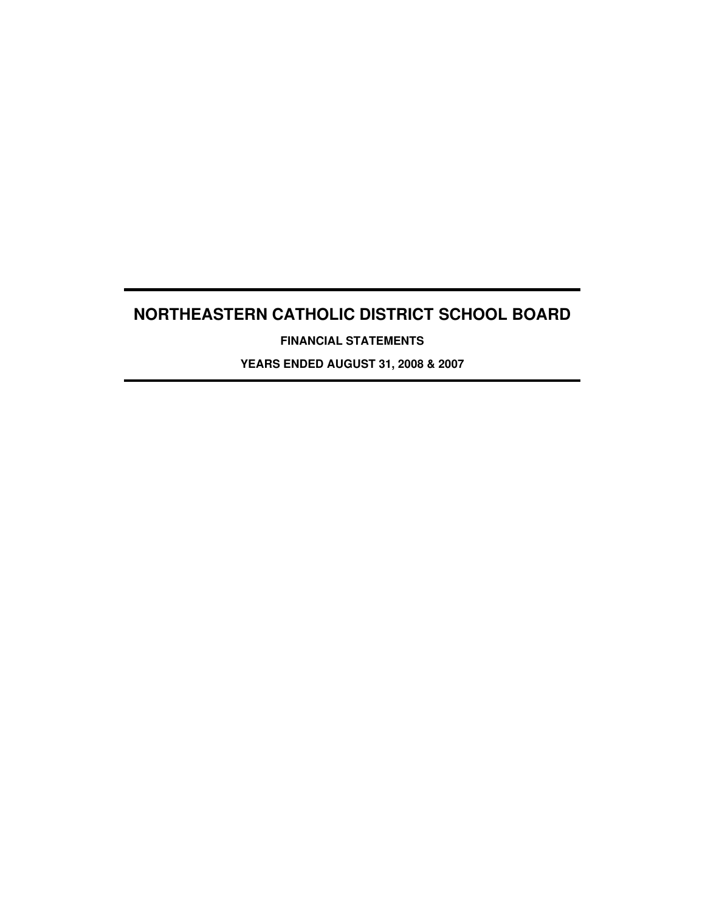# NORTHEASTERN CATHOLIC DISTRICT SCHOOL BOARD

**FINANCIAL STATEMENTS**

**YEARS ENDED AUGUST 31, 2008 & 2007**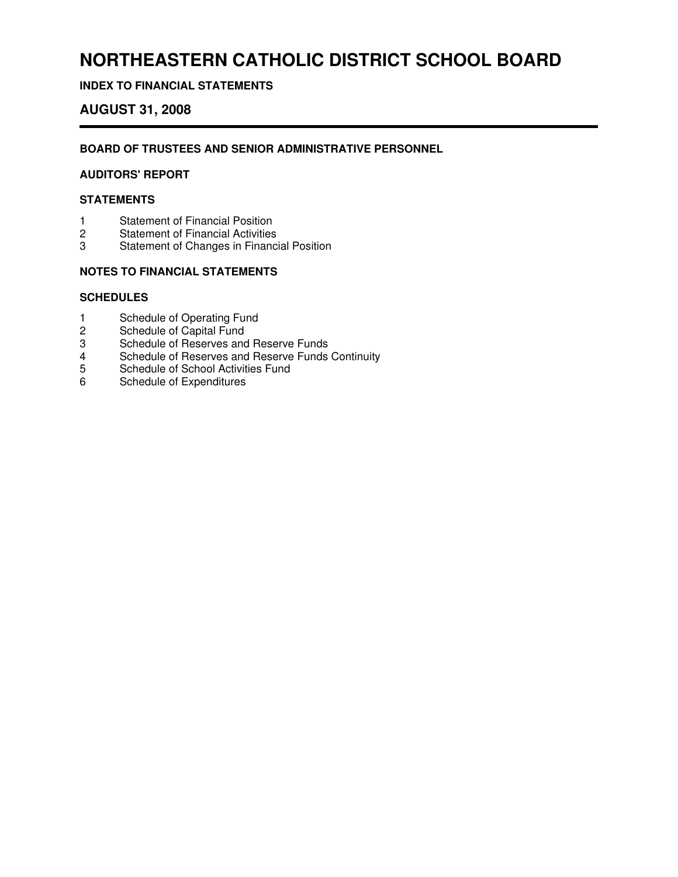# NORTHEASTERN CATHOLIC DISTRICT SCHOOL BOARD

**INDEX TO FINANCIAL STATEMENTS**

## AUGUST 31, 2008

---

**BOARD OF TRUSTEES AND SENIOR ADMINISTRATIVE PERSONNEL**

**AUDITORS' REPORT**

**STATEMENTS**

1 Statement of Financial Position
2 Statement of Financial Activities
3 Statement of Changes in Financial Position

**NOTES TO FINANCIAL STATEMENTS**

**SCHEDULES**

1 Schedule of Operating Fund
2 Schedule of Capital Fund
3 Schedule of Reserves and Reserve Funds
4 Schedule of Reserves and Reserve Funds Continuity
5 Schedule of School Activities Fund
6 Schedule of Expenditures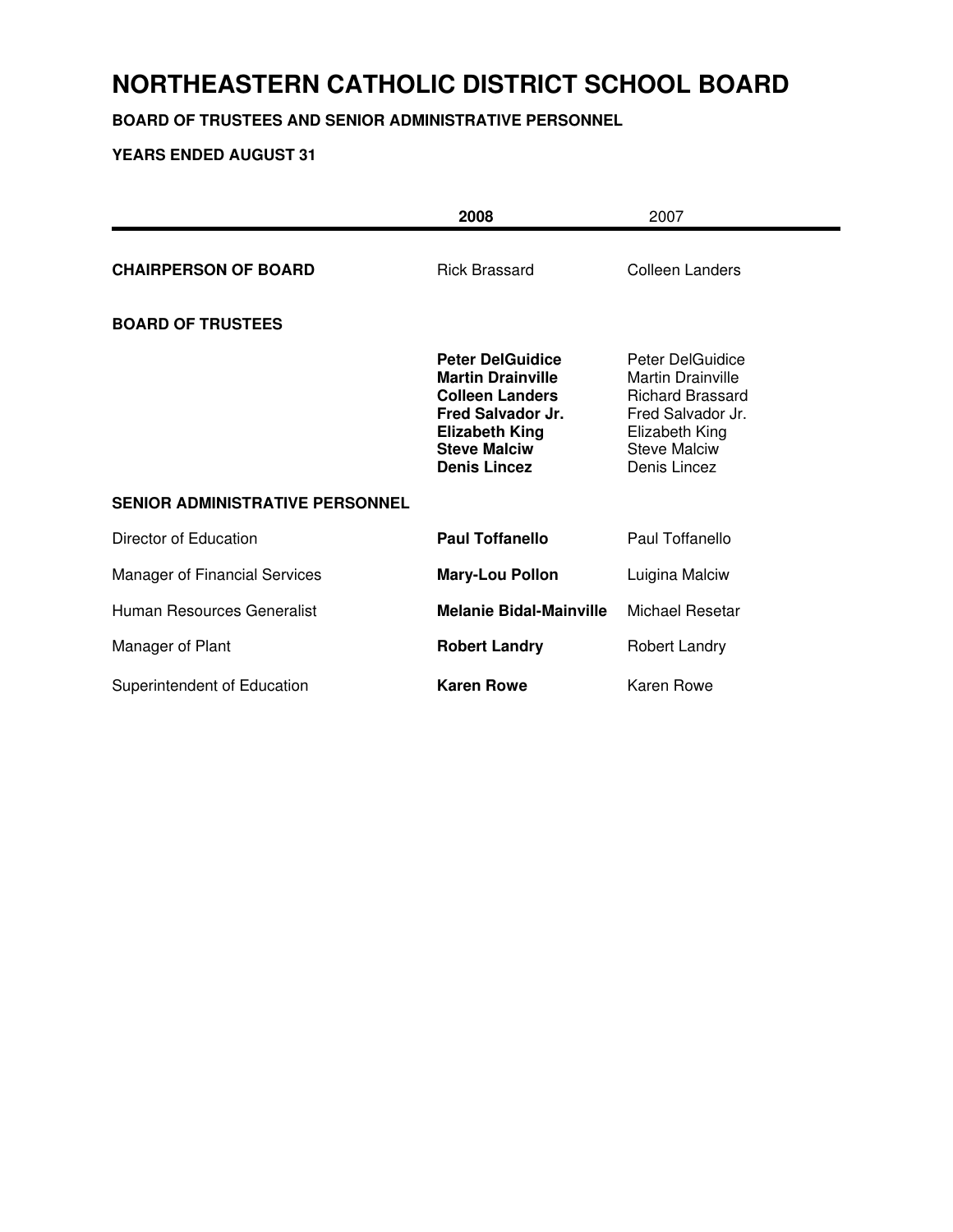# NORTHEASTERN CATHOLIC DISTRICT SCHOOL BOARD

**BOARD OF TRUSTEES AND SENIOR ADMINISTRATIVE PERSONNEL**

**YEARS ENDED AUGUST 31**

| | **2008** | 2007 |
|---|---|---|
| **CHAIRPERSON OF BOARD** | Rick Brassard | Colleen Landers |
| **BOARD OF TRUSTEES** | | |
| | **Peter DelGuidice** | Peter DelGuidice |
| | **Martin Drainville** | Martin Drainville |
| | **Colleen Landers** | Richard Brassard |
| | **Fred Salvador Jr.** | Fred Salvador Jr. |
| | **Elizabeth King** | Elizabeth King |
| | **Steve Malciw** | Steve Malciw |
| | **Denis Lincez** | Denis Lincez |
| **SENIOR ADMINISTRATIVE PERSONNEL** | | |
| Director of Education | **Paul Toffanello** | Paul Toffanello |
| Manager of Financial Services | **Mary-Lou Pollon** | Luigina Malciw |
| Human Resources Generalist | **Melanie Bidal-Mainville** | Michael Resetar |
| Manager of Plant | **Robert Landry** | Robert Landry |
| Superintendent of Education | **Karen Rowe** | Karen Rowe |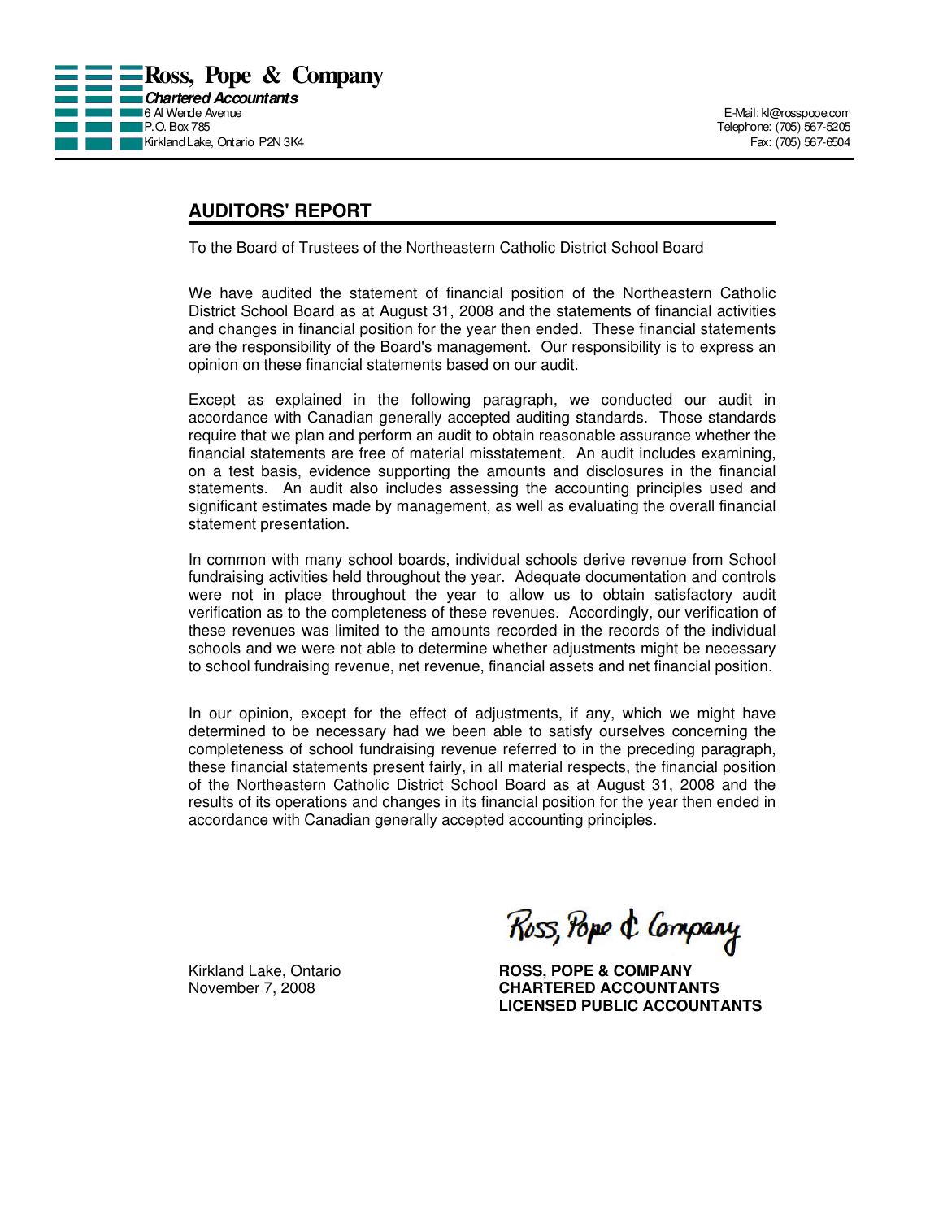**Ross, Pope & Company**
***Chartered Accountants***
6 Al Wende Avenue
P.O. Box 785
Kirkland Lake, Ontario P2N 3K4

E-Mail: kl@rosspope.com
Telephone: (705) 567-5205
Fax: (705) 567-6504

## AUDITORS' REPORT

To the Board of Trustees of the Northeastern Catholic District School Board

We have audited the statement of financial position of the Northeastern Catholic District School Board as at August 31, 2008 and the statements of financial activities and changes in financial position for the year then ended. These financial statements are the responsibility of the Board's management. Our responsibility is to express an opinion on these financial statements based on our audit.

Except as explained in the following paragraph, we conducted our audit in accordance with Canadian generally accepted auditing standards. Those standards require that we plan and perform an audit to obtain reasonable assurance whether the financial statements are free of material misstatement. An audit includes examining, on a test basis, evidence supporting the amounts and disclosures in the financial statements. An audit also includes assessing the accounting principles used and significant estimates made by management, as well as evaluating the overall financial statement presentation.

In common with many school boards, individual schools derive revenue from School fundraising activities held throughout the year. Adequate documentation and controls were not in place throughout the year to allow us to obtain satisfactory audit verification as to the completeness of these revenues. Accordingly, our verification of these revenues was limited to the amounts recorded in the records of the individual schools and we were not able to determine whether adjustments might be necessary to school fundraising revenue, net revenue, financial assets and net financial position.

In our opinion, except for the effect of adjustments, if any, which we might have determined to be necessary had we been able to satisfy ourselves concerning the completeness of school fundraising revenue referred to in the preceding paragraph, these financial statements present fairly, in all material respects, the financial position of the Northeastern Catholic District School Board as at August 31, 2008 and the results of its operations and changes in its financial position for the year then ended in accordance with Canadian generally accepted accounting principles.

Kirkland Lake, Ontario
November 7, 2008

*Ross, Pope & Company*

**ROSS, POPE & COMPANY**
**CHARTERED ACCOUNTANTS**
**LICENSED PUBLIC ACCOUNTANTS**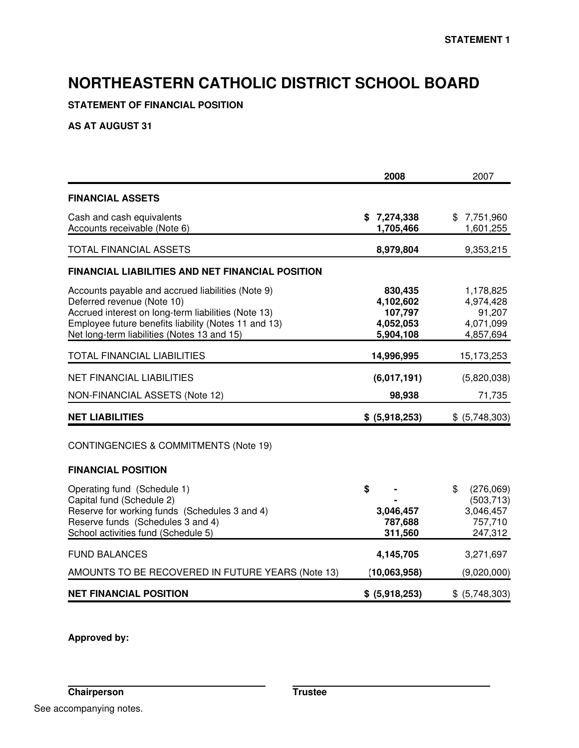STATEMENT 1

# NORTHEASTERN CATHOLIC DISTRICT SCHOOL BOARD

**STATEMENT OF FINANCIAL POSITION**

**AS AT AUGUST 31**

| | **2008** | 2007 |
|---|---|---|
| **FINANCIAL ASSETS** | | |
| Cash and cash equivalents | **$ 7,274,338** | $ 7,751,960 |
| Accounts receivable (Note 6) | **1,705,466** | 1,601,255 |
| TOTAL FINANCIAL ASSETS | **8,979,804** | 9,353,215 |
| **FINANCIAL LIABILITIES AND NET FINANCIAL POSITION** | | |
| Accounts payable and accrued liabilities (Note 9) | **830,435** | 1,178,825 |
| Deferred revenue (Note 10) | **4,102,602** | 4,974,428 |
| Accrued interest on long-term liabilities (Note 13) | **107,797** | 91,207 |
| Employee future benefits liability (Notes 11 and 13) | **4,052,053** | 4,071,099 |
| Net long-term liabilities (Notes 13 and 15) | **5,904,108** | 4,857,694 |
| TOTAL FINANCIAL LIABILITIES | **14,996,995** | 15,173,253 |
| NET FINANCIAL LIABILITIES | **(6,017,191)** | (5,820,038) |
| NON-FINANCIAL ASSETS (Note 12) | **98,938** | 71,735 |
| **NET LIABILITIES** | **$ (5,918,253)** | $ (5,748,303) |

CONTINGENCIES & COMMITMENTS (Note 19)

| | | |
|---|---|---|
| **FINANCIAL POSITION** | | |
| Operating fund (Schedule 1) | **$ -** | $ (276,069) |
| Capital fund (Schedule 2) | **-** | (503,713) |
| Reserve for working funds (Schedules 3 and 4) | **3,046,457** | 3,046,457 |
| Reserve funds (Schedules 3 and 4) | **787,688** | 757,710 |
| School activities fund (Schedule 5) | **311,560** | 247,312 |
| FUND BALANCES | **4,145,705** | 3,271,697 |
| AMOUNTS TO BE RECOVERED IN FUTURE YEARS (Note 13) | **(10,063,958)** | (9,020,000) |
| **NET FINANCIAL POSITION** | **$ (5,918,253)** | $ (5,748,303) |

**Approved by:**

**Chairperson** **Trustee**

See accompanying notes.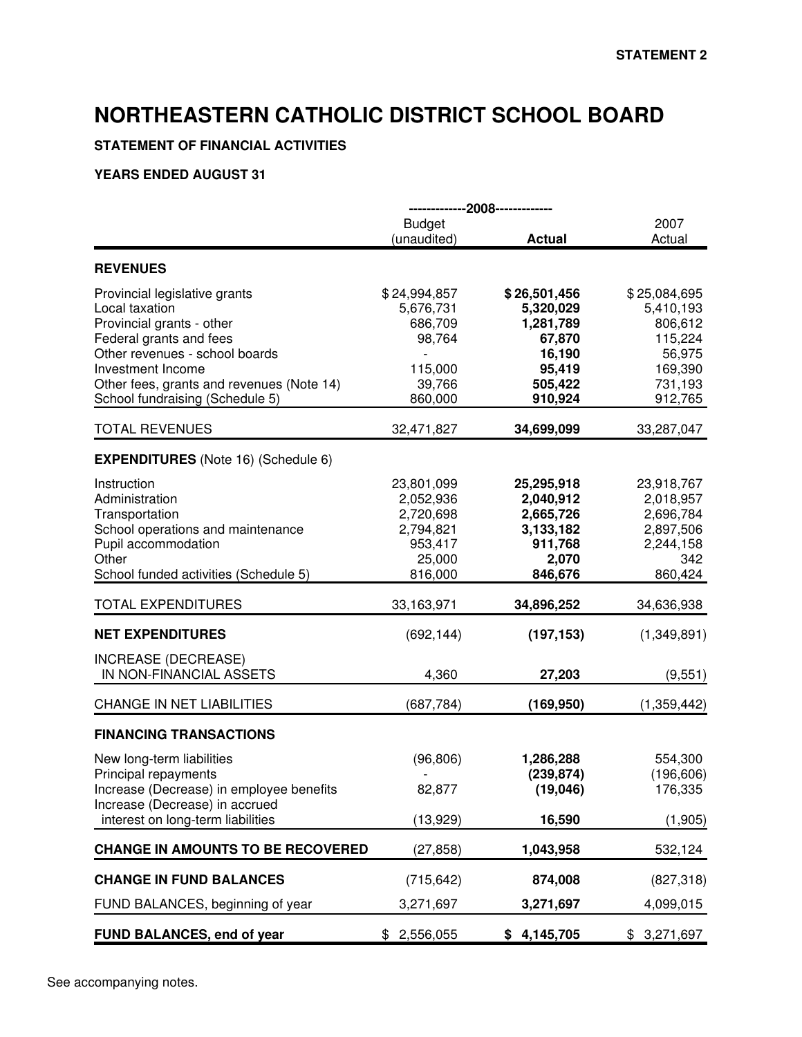STATEMENT 2

# NORTHEASTERN CATHOLIC DISTRICT SCHOOL BOARD

**STATEMENT OF FINANCIAL ACTIVITIES**

**YEARS ENDED AUGUST 31**

| | -------------2008------------- | | |
|---|---|---|---|
| | Budget (unaudited) | **Actual** | 2007 Actual |
| **REVENUES** | | | |
| Provincial legislative grants | $ 24,994,857 | **$ 26,501,456** | $ 25,084,695 |
| Local taxation | 5,676,731 | **5,320,029** | 5,410,193 |
| Provincial grants - other | 686,709 | **1,281,789** | 806,612 |
| Federal grants and fees | 98,764 | **67,870** | 115,224 |
| Other revenues - school boards | - | **16,190** | 56,975 |
| Investment Income | 115,000 | **95,419** | 169,390 |
| Other fees, grants and revenues (Note 14) | 39,766 | **505,422** | 731,193 |
| School fundraising (Schedule 5) | 860,000 | **910,924** | 912,765 |
| TOTAL REVENUES | 32,471,827 | **34,699,099** | 33,287,047 |
| **EXPENDITURES** (Note 16) (Schedule 6) | | | |
| Instruction | 23,801,099 | **25,295,918** | 23,918,767 |
| Administration | 2,052,936 | **2,040,912** | 2,018,957 |
| Transportation | 2,720,698 | **2,665,726** | 2,696,784 |
| School operations and maintenance | 2,794,821 | **3,133,182** | 2,897,506 |
| Pupil accommodation | 953,417 | **911,768** | 2,244,158 |
| Other | 25,000 | **2,070** | 342 |
| School funded activities (Schedule 5) | 816,000 | **846,676** | 860,424 |
| TOTAL EXPENDITURES | 33,163,971 | **34,896,252** | 34,636,938 |
| **NET EXPENDITURES** | (692,144) | **(197,153)** | (1,349,891) |
| INCREASE (DECREASE) IN NON-FINANCIAL ASSETS | 4,360 | **27,203** | (9,551) |
| CHANGE IN NET LIABILITIES | (687,784) | **(169,950)** | (1,359,442) |
| **FINANCING TRANSACTIONS** | | | |
| New long-term liabilities | (96,806) | **1,286,288** | 554,300 |
| Principal repayments | - | **(239,874)** | (196,606) |
| Increase (Decrease) in employee benefits | 82,877 | **(19,046)** | 176,335 |
| Increase (Decrease) in accrued interest on long-term liabilities | (13,929) | **16,590** | (1,905) |
| **CHANGE IN AMOUNTS TO BE RECOVERED** | (27,858) | **1,043,958** | 532,124 |
| **CHANGE IN FUND BALANCES** | (715,642) | **874,008** | (827,318) |
| FUND BALANCES, beginning of year | 3,271,697 | **3,271,697** | 4,099,015 |
| **FUND BALANCES, end of year** | $ 2,556,055 | **$ 4,145,705** | $ 3,271,697 |

See accompanying notes.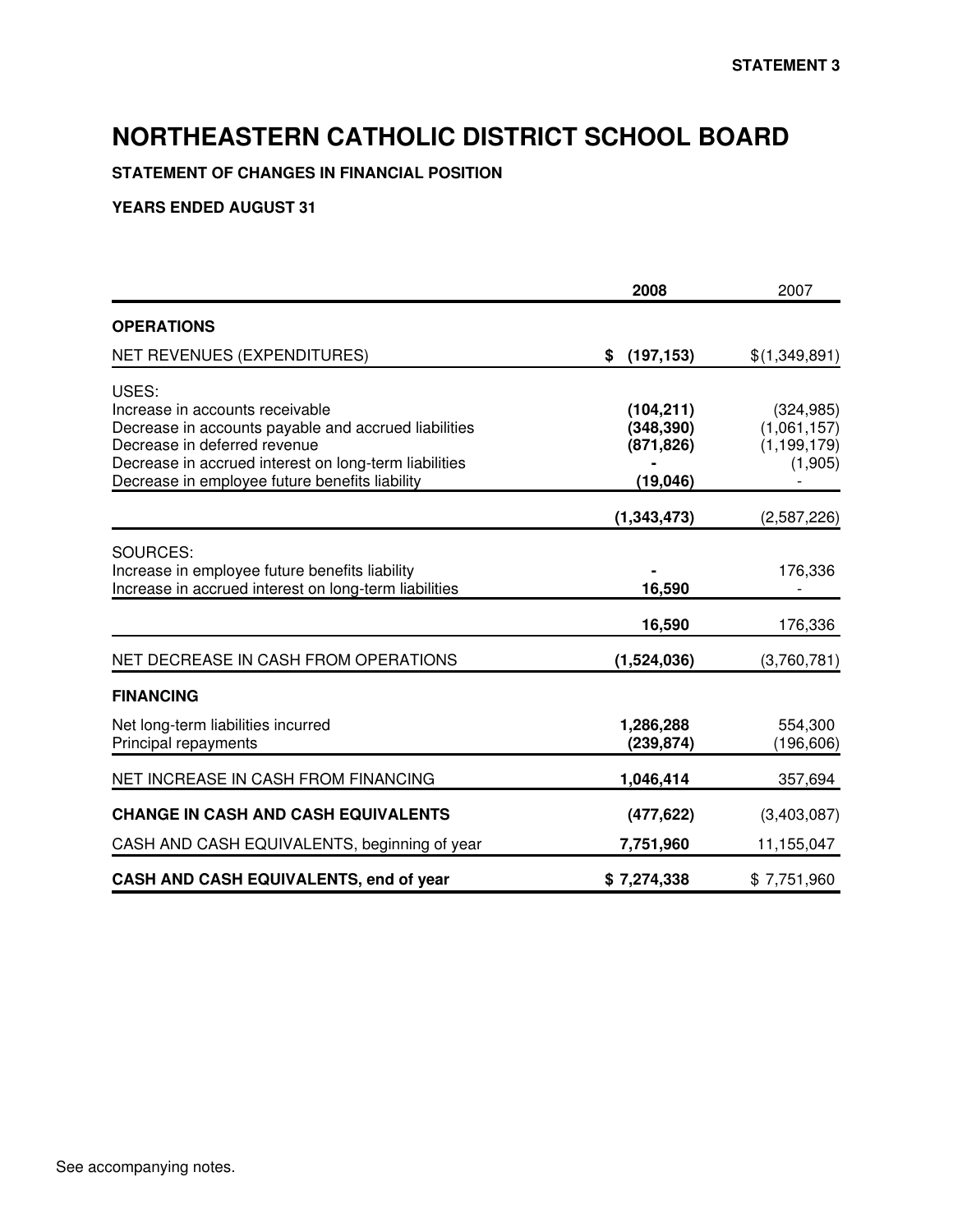**STATEMENT 3**

# NORTHEASTERN CATHOLIC DISTRICT SCHOOL BOARD

**STATEMENT OF CHANGES IN FINANCIAL POSITION**

**YEARS ENDED AUGUST 31**

| | **2008** | 2007 |
|---|---|---|
| **OPERATIONS** | | |
| NET REVENUES (EXPENDITURES) | **$ (197,153)** | $(1,349,891) |
| USES: | | |
| Increase in accounts receivable | **(104,211)** | (324,985) |
| Decrease in accounts payable and accrued liabilities | **(348,390)** | (1,061,157) |
| Decrease in deferred revenue | **(871,826)** | (1,199,179) |
| Decrease in accrued interest on long-term liabilities | **-** | (1,905) |
| Decrease in employee future benefits liability | **(19,046)** | - |
| | **(1,343,473)** | (2,587,226) |
| SOURCES: | | |
| Increase in employee future benefits liability | **-** | 176,336 |
| Increase in accrued interest on long-term liabilities | **16,590** | - |
| | **16,590** | 176,336 |
| NET DECREASE IN CASH FROM OPERATIONS | **(1,524,036)** | (3,760,781) |
| **FINANCING** | | |
| Net long-term liabilities incurred | **1,286,288** | 554,300 |
| Principal repayments | **(239,874)** | (196,606) |
| NET INCREASE IN CASH FROM FINANCING | **1,046,414** | 357,694 |
| **CHANGE IN CASH AND CASH EQUIVALENTS** | **(477,622)** | (3,403,087) |
| CASH AND CASH EQUIVALENTS, beginning of year | **7,751,960** | 11,155,047 |
| **CASH AND CASH EQUIVALENTS, end of year** | **$ 7,274,338** | $ 7,751,960 |

See accompanying notes.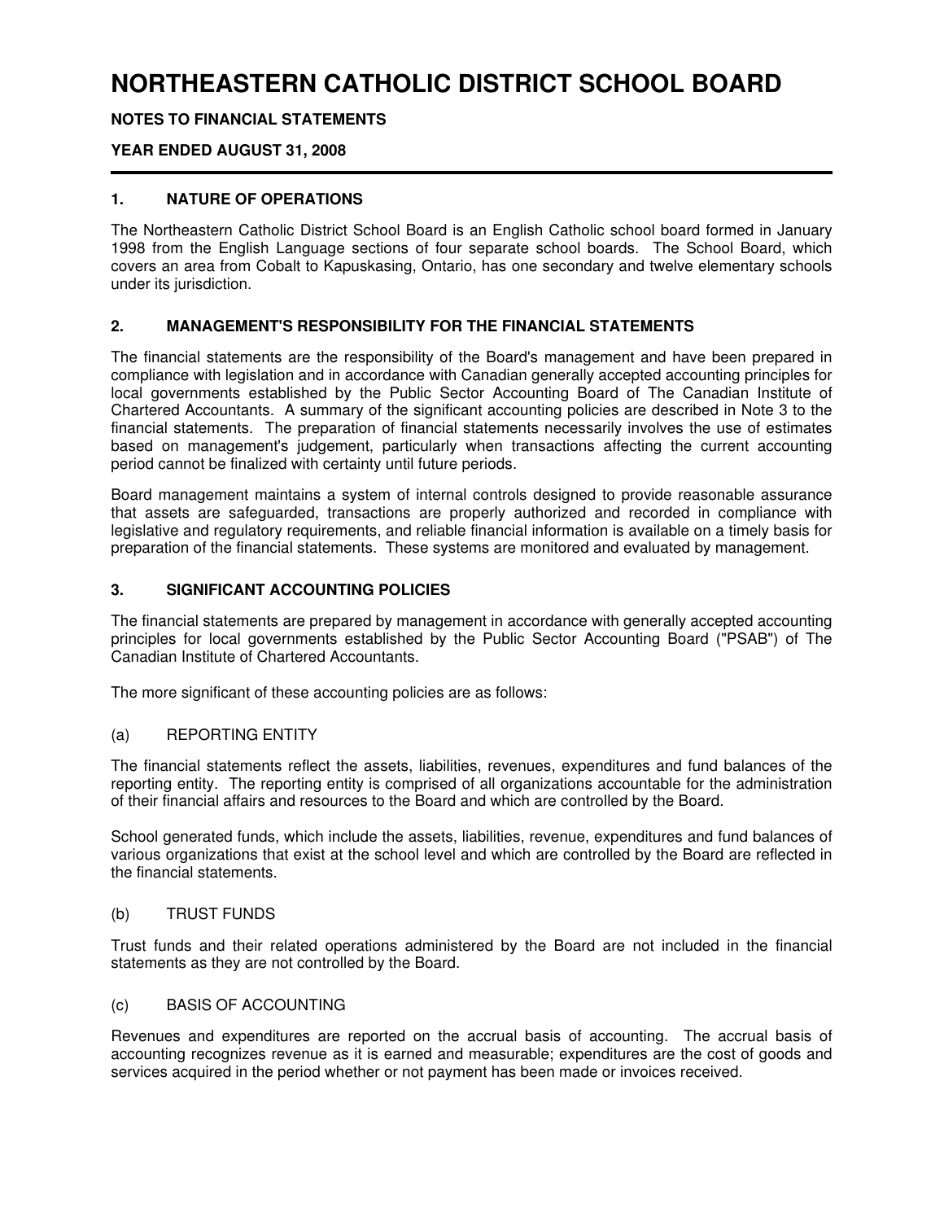# NORTHEASTERN CATHOLIC DISTRICT SCHOOL BOARD

**NOTES TO FINANCIAL STATEMENTS**

**YEAR ENDED AUGUST 31, 2008**

## 1. NATURE OF OPERATIONS

The Northeastern Catholic District School Board is an English Catholic school board formed in January 1998 from the English Language sections of four separate school boards. The School Board, which covers an area from Cobalt to Kapuskasing, Ontario, has one secondary and twelve elementary schools under its jurisdiction.

## 2. MANAGEMENT'S RESPONSIBILITY FOR THE FINANCIAL STATEMENTS

The financial statements are the responsibility of the Board's management and have been prepared in compliance with legislation and in accordance with Canadian generally accepted accounting principles for local governments established by the Public Sector Accounting Board of The Canadian Institute of Chartered Accountants. A summary of the significant accounting policies are described in Note 3 to the financial statements. The preparation of financial statements necessarily involves the use of estimates based on management's judgement, particularly when transactions affecting the current accounting period cannot be finalized with certainty until future periods.

Board management maintains a system of internal controls designed to provide reasonable assurance that assets are safeguarded, transactions are properly authorized and recorded in compliance with legislative and regulatory requirements, and reliable financial information is available on a timely basis for preparation of the financial statements. These systems are monitored and evaluated by management.

## 3. SIGNIFICANT ACCOUNTING POLICIES

The financial statements are prepared by management in accordance with generally accepted accounting principles for local governments established by the Public Sector Accounting Board ("PSAB") of The Canadian Institute of Chartered Accountants.

The more significant of these accounting policies are as follows:

### (a) REPORTING ENTITY

The financial statements reflect the assets, liabilities, revenues, expenditures and fund balances of the reporting entity. The reporting entity is comprised of all organizations accountable for the administration of their financial affairs and resources to the Board and which are controlled by the Board.

School generated funds, which include the assets, liabilities, revenue, expenditures and fund balances of various organizations that exist at the school level and which are controlled by the Board are reflected in the financial statements.

### (b) TRUST FUNDS

Trust funds and their related operations administered by the Board are not included in the financial statements as they are not controlled by the Board.

### (c) BASIS OF ACCOUNTING

Revenues and expenditures are reported on the accrual basis of accounting. The accrual basis of accounting recognizes revenue as it is earned and measurable; expenditures are the cost of goods and services acquired in the period whether or not payment has been made or invoices received.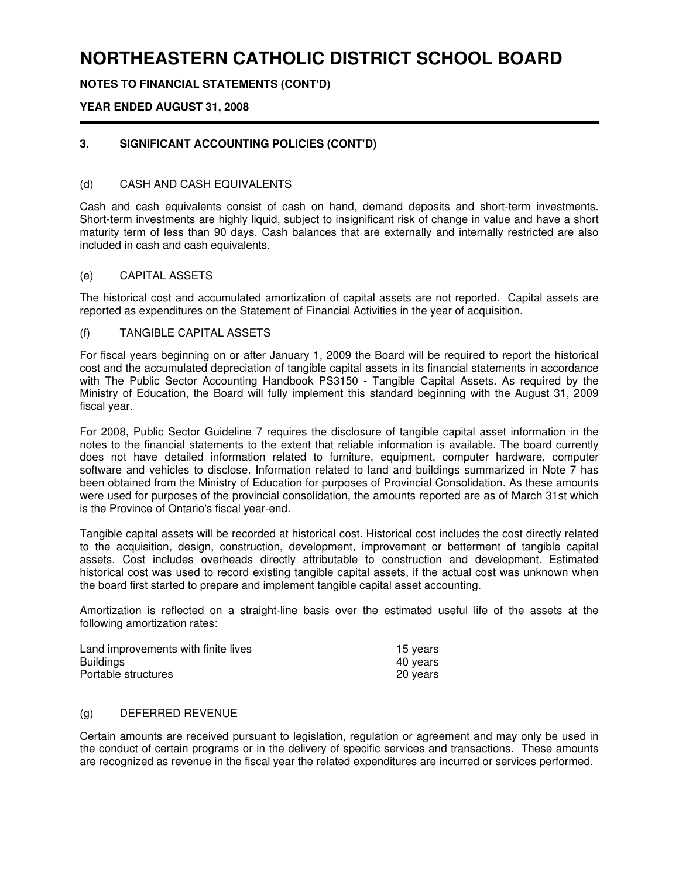# NORTHEASTERN CATHOLIC DISTRICT SCHOOL BOARD

**NOTES TO FINANCIAL STATEMENTS (CONT'D)**

**YEAR ENDED AUGUST 31, 2008**

## 3. SIGNIFICANT ACCOUNTING POLICIES (CONT'D)

### (d) CASH AND CASH EQUIVALENTS

Cash and cash equivalents consist of cash on hand, demand deposits and short-term investments. Short-term investments are highly liquid, subject to insignificant risk of change in value and have a short maturity term of less than 90 days. Cash balances that are externally and internally restricted are also included in cash and cash equivalents.

### (e) CAPITAL ASSETS

The historical cost and accumulated amortization of capital assets are not reported. Capital assets are reported as expenditures on the Statement of Financial Activities in the year of acquisition.

### (f) TANGIBLE CAPITAL ASSETS

For fiscal years beginning on or after January 1, 2009 the Board will be required to report the historical cost and the accumulated depreciation of tangible capital assets in its financial statements in accordance with The Public Sector Accounting Handbook PS3150 - Tangible Capital Assets. As required by the Ministry of Education, the Board will fully implement this standard beginning with the August 31, 2009 fiscal year.

For 2008, Public Sector Guideline 7 requires the disclosure of tangible capital asset information in the notes to the financial statements to the extent that reliable information is available. The board currently does not have detailed information related to furniture, equipment, computer hardware, computer software and vehicles to disclose. Information related to land and buildings summarized in Note 7 has been obtained from the Ministry of Education for purposes of Provincial Consolidation. As these amounts were used for purposes of the provincial consolidation, the amounts reported are as of March 31st which is the Province of Ontario's fiscal year-end.

Tangible capital assets will be recorded at historical cost. Historical cost includes the cost directly related to the acquisition, design, construction, development, improvement or betterment of tangible capital assets. Cost includes overheads directly attributable to construction and development. Estimated historical cost was used to record existing tangible capital assets, if the actual cost was unknown when the board first started to prepare and implement tangible capital asset accounting.

Amortization is reflected on a straight-line basis over the estimated useful life of the assets at the following amortization rates:

| | |
|---|---|
| Land improvements with finite lives | 15 years |
| Buildings | 40 years |
| Portable structures | 20 years |

### (g) DEFERRED REVENUE

Certain amounts are received pursuant to legislation, regulation or agreement and may only be used in the conduct of certain programs or in the delivery of specific services and transactions. These amounts are recognized as revenue in the fiscal year the related expenditures are incurred or services performed.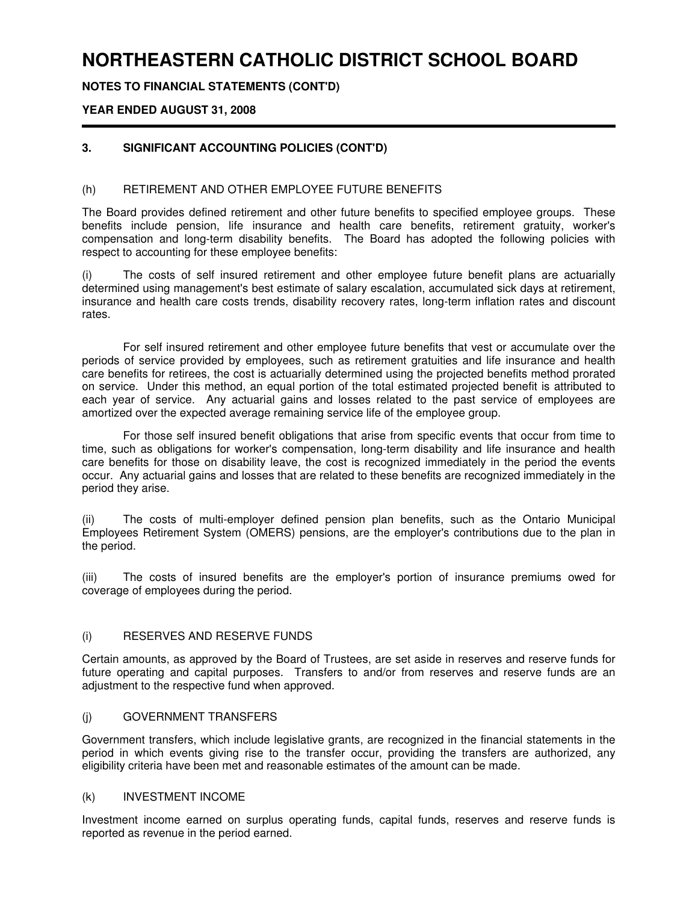# NORTHEASTERN CATHOLIC DISTRICT SCHOOL BOARD

**NOTES TO FINANCIAL STATEMENTS (CONT'D)**

**YEAR ENDED AUGUST 31, 2008**

## 3. SIGNIFICANT ACCOUNTING POLICIES (CONT'D)

### (h) RETIREMENT AND OTHER EMPLOYEE FUTURE BENEFITS

The Board provides defined retirement and other future benefits to specified employee groups. These benefits include pension, life insurance and health care benefits, retirement gratuity, worker's compensation and long-term disability benefits. The Board has adopted the following policies with respect to accounting for these employee benefits:

(i) The costs of self insured retirement and other employee future benefit plans are actuarially determined using management's best estimate of salary escalation, accumulated sick days at retirement, insurance and health care costs trends, disability recovery rates, long-term inflation rates and discount rates.

For self insured retirement and other employee future benefits that vest or accumulate over the periods of service provided by employees, such as retirement gratuities and life insurance and health care benefits for retirees, the cost is actuarially determined using the projected benefits method prorated on service. Under this method, an equal portion of the total estimated projected benefit is attributed to each year of service. Any actuarial gains and losses related to the past service of employees are amortized over the expected average remaining service life of the employee group.

For those self insured benefit obligations that arise from specific events that occur from time to time, such as obligations for worker's compensation, long-term disability and life insurance and health care benefits for those on disability leave, the cost is recognized immediately in the period the events occur. Any actuarial gains and losses that are related to these benefits are recognized immediately in the period they arise.

(ii) The costs of multi-employer defined pension plan benefits, such as the Ontario Municipal Employees Retirement System (OMERS) pensions, are the employer's contributions due to the plan in the period.

(iii) The costs of insured benefits are the employer's portion of insurance premiums owed for coverage of employees during the period.

### (i) RESERVES AND RESERVE FUNDS

Certain amounts, as approved by the Board of Trustees, are set aside in reserves and reserve funds for future operating and capital purposes. Transfers to and/or from reserves and reserve funds are an adjustment to the respective fund when approved.

### (j) GOVERNMENT TRANSFERS

Government transfers, which include legislative grants, are recognized in the financial statements in the period in which events giving rise to the transfer occur, providing the transfers are authorized, any eligibility criteria have been met and reasonable estimates of the amount can be made.

### (k) INVESTMENT INCOME

Investment income earned on surplus operating funds, capital funds, reserves and reserve funds is reported as revenue in the period earned.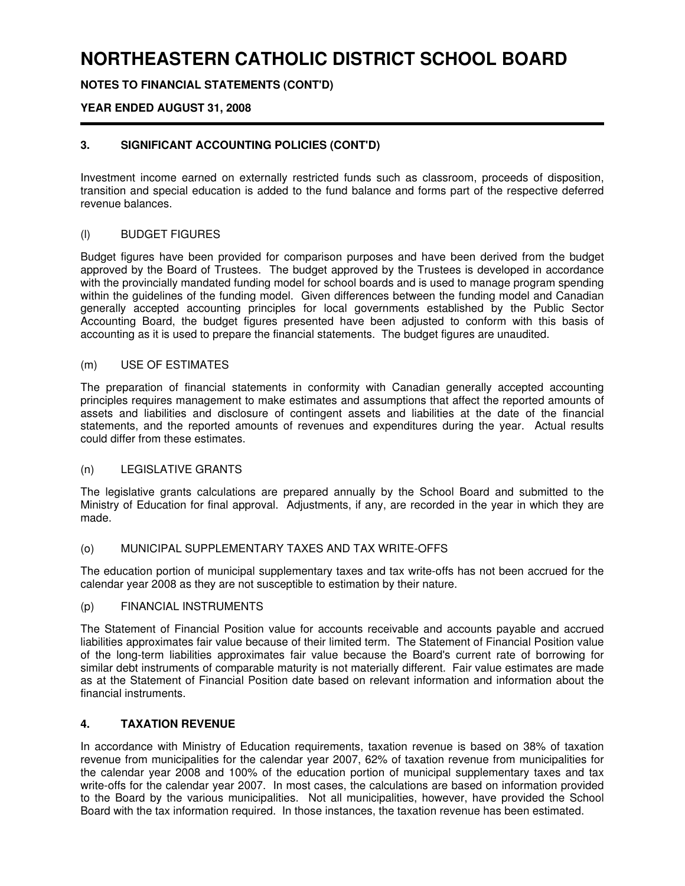# NORTHEASTERN CATHOLIC DISTRICT SCHOOL BOARD

**NOTES TO FINANCIAL STATEMENTS (CONT'D)**

**YEAR ENDED AUGUST 31, 2008**

## 3. SIGNIFICANT ACCOUNTING POLICIES (CONT'D)

Investment income earned on externally restricted funds such as classroom, proceeds of disposition, transition and special education is added to the fund balance and forms part of the respective deferred revenue balances.

### (l) BUDGET FIGURES

Budget figures have been provided for comparison purposes and have been derived from the budget approved by the Board of Trustees. The budget approved by the Trustees is developed in accordance with the provincially mandated funding model for school boards and is used to manage program spending within the guidelines of the funding model. Given differences between the funding model and Canadian generally accepted accounting principles for local governments established by the Public Sector Accounting Board, the budget figures presented have been adjusted to conform with this basis of accounting as it is used to prepare the financial statements. The budget figures are unaudited.

### (m) USE OF ESTIMATES

The preparation of financial statements in conformity with Canadian generally accepted accounting principles requires management to make estimates and assumptions that affect the reported amounts of assets and liabilities and disclosure of contingent assets and liabilities at the date of the financial statements, and the reported amounts of revenues and expenditures during the year. Actual results could differ from these estimates.

### (n) LEGISLATIVE GRANTS

The legislative grants calculations are prepared annually by the School Board and submitted to the Ministry of Education for final approval. Adjustments, if any, are recorded in the year in which they are made.

### (o) MUNICIPAL SUPPLEMENTARY TAXES AND TAX WRITE-OFFS

The education portion of municipal supplementary taxes and tax write-offs has not been accrued for the calendar year 2008 as they are not susceptible to estimation by their nature.

### (p) FINANCIAL INSTRUMENTS

The Statement of Financial Position value for accounts receivable and accounts payable and accrued liabilities approximates fair value because of their limited term. The Statement of Financial Position value of the long-term liabilities approximates fair value because the Board's current rate of borrowing for similar debt instruments of comparable maturity is not materially different. Fair value estimates are made as at the Statement of Financial Position date based on relevant information and information about the financial instruments.

## 4. TAXATION REVENUE

In accordance with Ministry of Education requirements, taxation revenue is based on 38% of taxation revenue from municipalities for the calendar year 2007, 62% of taxation revenue from municipalities for the calendar year 2008 and 100% of the education portion of municipal supplementary taxes and tax write-offs for the calendar year 2007. In most cases, the calculations are based on information provided to the Board by the various municipalities. Not all municipalities, however, have provided the School Board with the tax information required. In those instances, the taxation revenue has been estimated.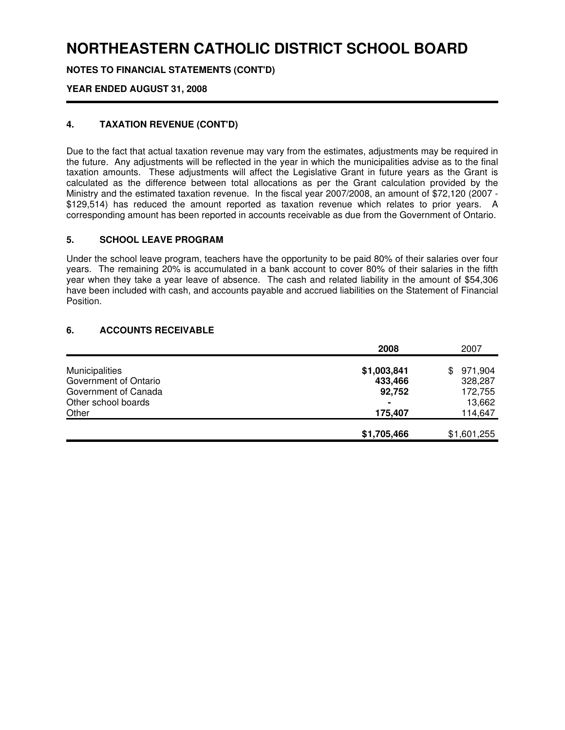# NORTHEASTERN CATHOLIC DISTRICT SCHOOL BOARD

**NOTES TO FINANCIAL STATEMENTS (CONT'D)**

**YEAR ENDED AUGUST 31, 2008**

## 4. TAXATION REVENUE (CONT'D)

Due to the fact that actual taxation revenue may vary from the estimates, adjustments may be required in the future. Any adjustments will be reflected in the year in which the municipalities advise as to the final taxation amounts. These adjustments will affect the Legislative Grant in future years as the Grant is calculated as the difference between total allocations as per the Grant calculation provided by the Ministry and the estimated taxation revenue. In the fiscal year 2007/2008, an amount of $72,120 (2007 - $129,514) has reduced the amount reported as taxation revenue which relates to prior years. A corresponding amount has been reported in accounts receivable as due from the Government of Ontario.

## 5. SCHOOL LEAVE PROGRAM

Under the school leave program, teachers have the opportunity to be paid 80% of their salaries over four years. The remaining 20% is accumulated in a bank account to cover 80% of their salaries in the fifth year when they take a year leave of absence. The cash and related liability in the amount of $54,306 have been included with cash, and accounts payable and accrued liabilities on the Statement of Financial Position.

## 6. ACCOUNTS RECEIVABLE

| | **2008** | 2007 |
|---|---|---|
| Municipalities | **$1,003,841** | $ 971,904 |
| Government of Ontario | **433,466** | 328,287 |
| Government of Canada | **92,752** | 172,755 |
| Other school boards | **-** | 13,662 |
| Other | **175,407** | 114,647 |
| | **$1,705,466** | $1,601,255 |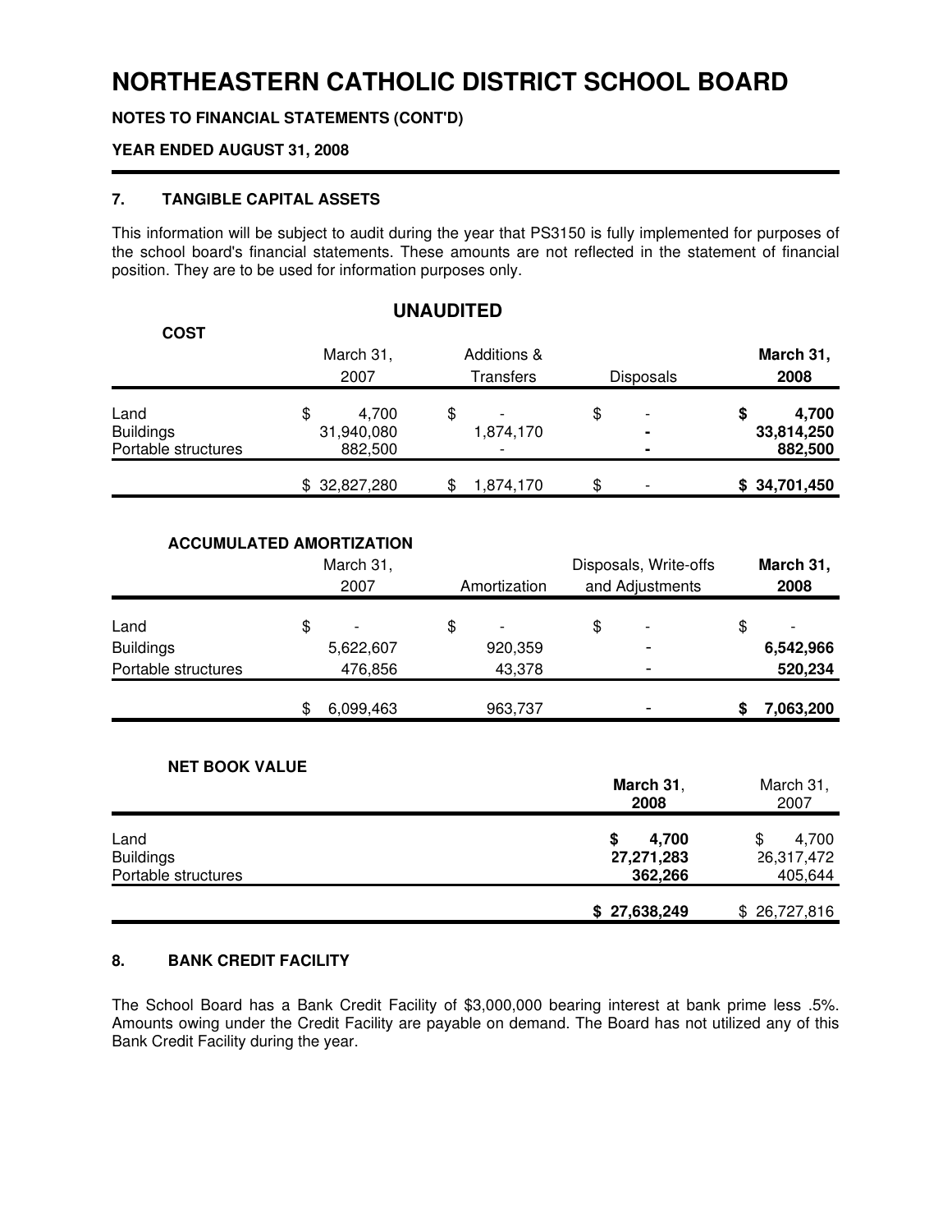# NORTHEASTERN CATHOLIC DISTRICT SCHOOL BOARD

**NOTES TO FINANCIAL STATEMENTS (CONT'D)**

**YEAR ENDED AUGUST 31, 2008**

### 7. TANGIBLE CAPITAL ASSETS

This information will be subject to audit during the year that PS3150 is fully implemented for purposes of the school board's financial statements. These amounts are not reflected in the statement of financial position. They are to be used for information purposes only.

## UNAUDITED

**COST**

| | March 31, 2007 | Additions & Transfers | Disposals | **March 31, 2008** |
|---|---|---|---|---|
| Land | $ 4,700 | $ - | $ - | **$ 4,700** |
| Buildings | 31,940,080 | 1,874,170 | **-** | **33,814,250** |
| Portable structures | 882,500 | - | **-** | **882,500** |
| | $ 32,827,280 | $ 1,874,170 | $ - | **$ 34,701,450** |

**ACCUMULATED AMORTIZATION**

| | March 31, 2007 | Amortization | Disposals, Write-offs and Adjustments | **March 31, 2008** |
|---|---|---|---|---|
| Land | $ - | $ - | $ - | $ - |
| Buildings | 5,622,607 | 920,359 | - | **6,542,966** |
| Portable structures | 476,856 | 43,378 | - | **520,234** |
| | $ 6,099,463 | 963,737 | - | **$ 7,063,200** |

**NET BOOK VALUE**

| | **March 31, 2008** | March 31, 2007 |
|---|---|---|
| Land | **$ 4,700** | $ 4,700 |
| Buildings | **27,271,283** | 26,317,472 |
| Portable structures | **362,266** | 405,644 |
| | **$ 27,638,249** | $ 26,727,816 |

### 8. BANK CREDIT FACILITY

The School Board has a Bank Credit Facility of $3,000,000 bearing interest at bank prime less .5%. Amounts owing under the Credit Facility are payable on demand. The Board has not utilized any of this Bank Credit Facility during the year.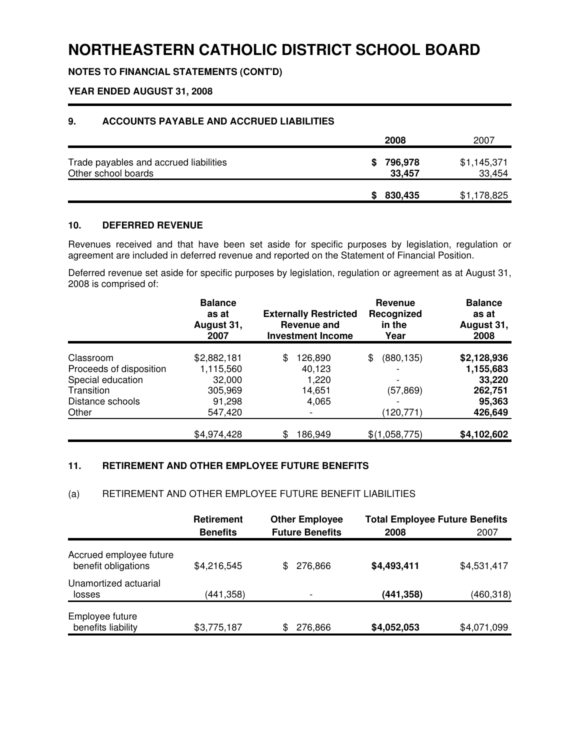# NORTHEASTERN CATHOLIC DISTRICT SCHOOL BOARD

**NOTES TO FINANCIAL STATEMENTS (CONT'D)**

**YEAR ENDED AUGUST 31, 2008**

## 9. ACCOUNTS PAYABLE AND ACCRUED LIABILITIES

| | 2008 | 2007 |
|---|---|---|
| Trade payables and accrued liabilities | **$ 796,978** | $1,145,371 |
| Other school boards | **33,457** | 33,454 |
| | **$ 830,435** | $1,178,825 |

## 10. DEFERRED REVENUE

Revenues received and that have been set aside for specific purposes by legislation, regulation or agreement are included in deferred revenue and reported on the Statement of Financial Position.

Deferred revenue set aside for specific purposes by legislation, regulation or agreement as at August 31, 2008 is comprised of:

| | Balance as at August 31, 2007 | Externally Restricted Revenue and Investment Income | Revenue Recognized in the Year | Balance as at August 31, 2008 |
|---|---|---|---|---|
| Classroom | $2,882,181 | $ 126,890 | $ (880,135) | **$2,128,936** |
| Proceeds of disposition | 1,115,560 | 40,123 | - | **1,155,683** |
| Special education | 32,000 | 1,220 | - | **33,220** |
| Transition | 305,969 | 14,651 | (57,869) | **262,751** |
| Distance schools | 91,298 | 4,065 | - | **95,363** |
| Other | 547,420 | - | (120,771) | **426,649** |
| | $4,974,428 | $ 186,949 | $(1,058,775) | **$4,102,602** |

## 11. RETIREMENT AND OTHER EMPLOYEE FUTURE BENEFITS

### (a) RETIREMENT AND OTHER EMPLOYEE FUTURE BENEFIT LIABILITIES

| | Retirement Benefits | Other Employee Future Benefits | Total Employee Future Benefits 2008 | 2007 |
|---|---|---|---|---|
| Accrued employee future benefit obligations | $4,216,545 | $ 276,866 | **$4,493,411** | $4,531,417 |
| Unamortized actuarial losses | (441,358) | - | **(441,358)** | (460,318) |
| Employee future benefits liability | $3,775,187 | $ 276,866 | **$4,052,053** | $4,071,099 |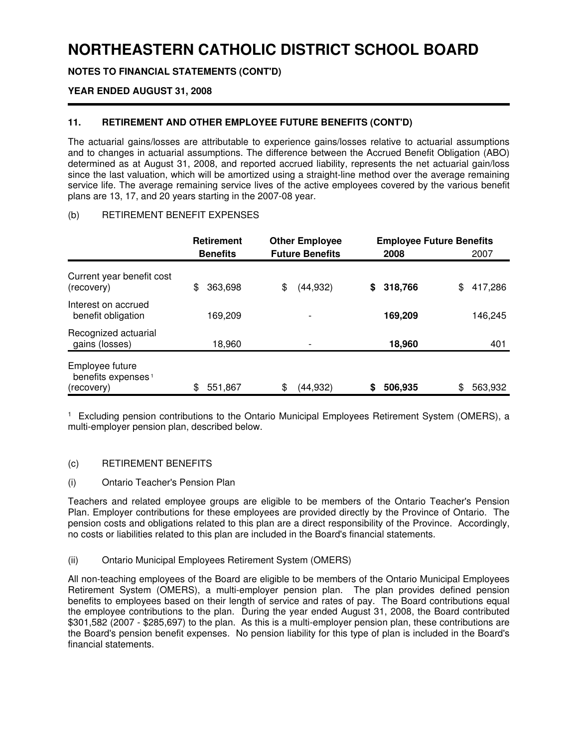# NORTHEASTERN CATHOLIC DISTRICT SCHOOL BOARD

**NOTES TO FINANCIAL STATEMENTS (CONT'D)**

**YEAR ENDED AUGUST 31, 2008**

## 11. RETIREMENT AND OTHER EMPLOYEE FUTURE BENEFITS (CONT'D)

The actuarial gains/losses are attributable to experience gains/losses relative to actuarial assumptions and to changes in actuarial assumptions. The difference between the Accrued Benefit Obligation (ABO) determined as at August 31, 2008, and reported accrued liability, represents the net actuarial gain/loss since the last valuation, which will be amortized using a straight-line method over the average remaining service life. The average remaining service lives of the active employees covered by the various benefit plans are 13, 17, and 20 years starting in the 2007-08 year.

(b) RETIREMENT BENEFIT EXPENSES

| | **Retirement Benefits** | **Other Employee Future Benefits** | **Employee Future Benefits** | |
|---|---|---|---|---|
| | | | **2008** | 2007 |
| Current year benefit cost (recovery) | $ 363,698 | $ (44,932) | **$ 318,766** | $ 417,286 |
| Interest on accrued benefit obligation | 169,209 | - | **169,209** | 146,245 |
| Recognized actuarial gains (losses) | 18,960 | - | **18,960** | 401 |
| Employee future benefits expenses [1] (recovery) | $ 551,867 | $ (44,932) | **$ 506,935** | $ 563,932 |

[1] Excluding pension contributions to the Ontario Municipal Employees Retirement System (OMERS), a multi-employer pension plan, described below.

(c) RETIREMENT BENEFITS

(i) Ontario Teacher's Pension Plan

Teachers and related employee groups are eligible to be members of the Ontario Teacher's Pension Plan. Employer contributions for these employees are provided directly by the Province of Ontario. The pension costs and obligations related to this plan are a direct responsibility of the Province. Accordingly, no costs or liabilities related to this plan are included in the Board's financial statements.

(ii) Ontario Municipal Employees Retirement System (OMERS)

All non-teaching employees of the Board are eligible to be members of the Ontario Municipal Employees Retirement System (OMERS), a multi-employer pension plan. The plan provides defined pension benefits to employees based on their length of service and rates of pay. The Board contributions equal the employee contributions to the plan. During the year ended August 31, 2008, the Board contributed $301,582 (2007 - $285,697) to the plan. As this is a multi-employer pension plan, these contributions are the Board's pension benefit expenses. No pension liability for this type of plan is included in the Board's financial statements.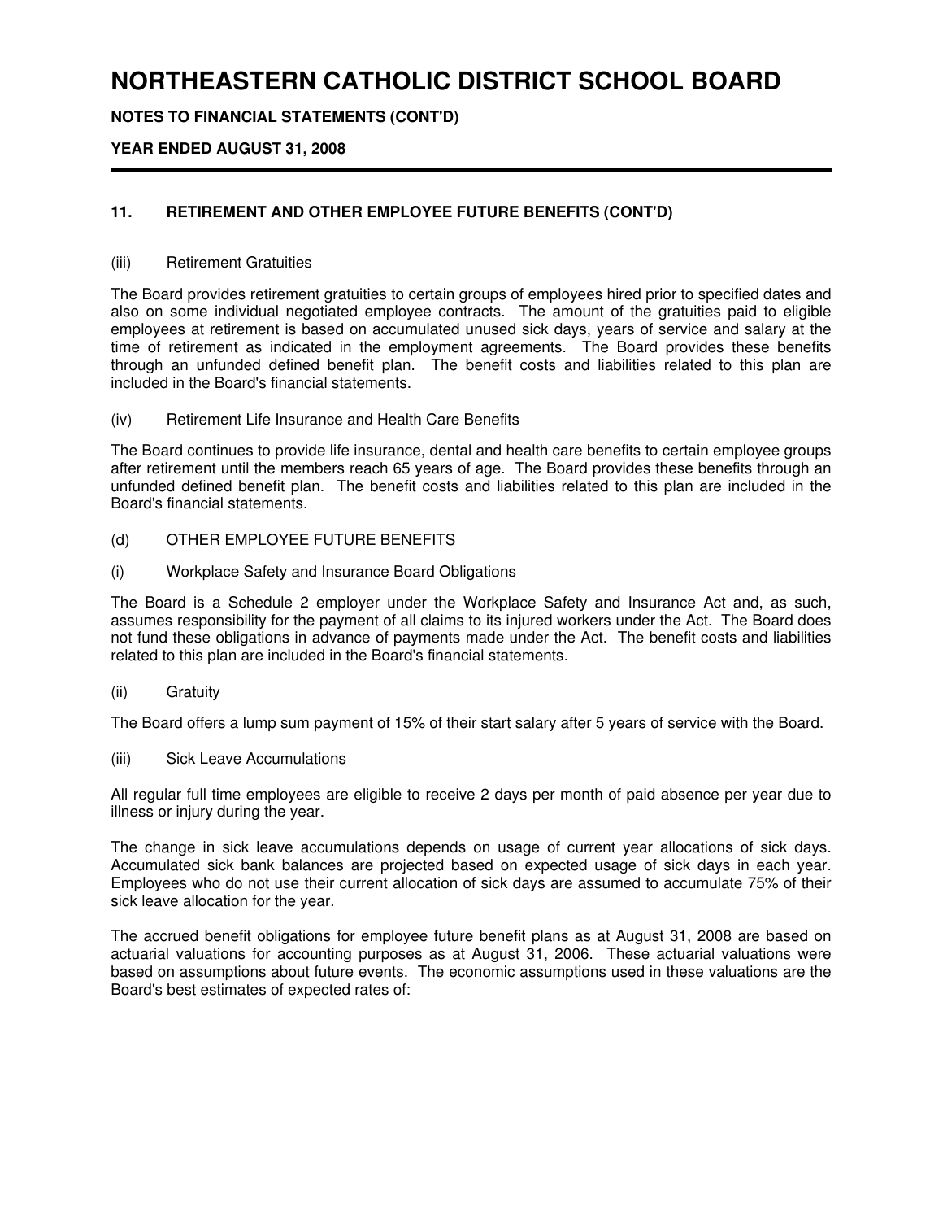# NORTHEASTERN CATHOLIC DISTRICT SCHOOL BOARD

**NOTES TO FINANCIAL STATEMENTS (CONT'D)**

**YEAR ENDED AUGUST 31, 2008**

---

## 11. RETIREMENT AND OTHER EMPLOYEE FUTURE BENEFITS (CONT'D)

(iii) Retirement Gratuities

The Board provides retirement gratuities to certain groups of employees hired prior to specified dates and also on some individual negotiated employee contracts. The amount of the gratuities paid to eligible employees at retirement is based on accumulated unused sick days, years of service and salary at the time of retirement as indicated in the employment agreements. The Board provides these benefits through an unfunded defined benefit plan. The benefit costs and liabilities related to this plan are included in the Board's financial statements.

(iv) Retirement Life Insurance and Health Care Benefits

The Board continues to provide life insurance, dental and health care benefits to certain employee groups after retirement until the members reach 65 years of age. The Board provides these benefits through an unfunded defined benefit plan. The benefit costs and liabilities related to this plan are included in the Board's financial statements.

(d) OTHER EMPLOYEE FUTURE BENEFITS

(i) Workplace Safety and Insurance Board Obligations

The Board is a Schedule 2 employer under the Workplace Safety and Insurance Act and, as such, assumes responsibility for the payment of all claims to its injured workers under the Act. The Board does not fund these obligations in advance of payments made under the Act. The benefit costs and liabilities related to this plan are included in the Board's financial statements.

(ii) Gratuity

The Board offers a lump sum payment of 15% of their start salary after 5 years of service with the Board.

(iii) Sick Leave Accumulations

All regular full time employees are eligible to receive 2 days per month of paid absence per year due to illness or injury during the year.

The change in sick leave accumulations depends on usage of current year allocations of sick days. Accumulated sick bank balances are projected based on expected usage of sick days in each year. Employees who do not use their current allocation of sick days are assumed to accumulate 75% of their sick leave allocation for the year.

The accrued benefit obligations for employee future benefit plans as at August 31, 2008 are based on actuarial valuations for accounting purposes as at August 31, 2006. These actuarial valuations were based on assumptions about future events. The economic assumptions used in these valuations are the Board's best estimates of expected rates of: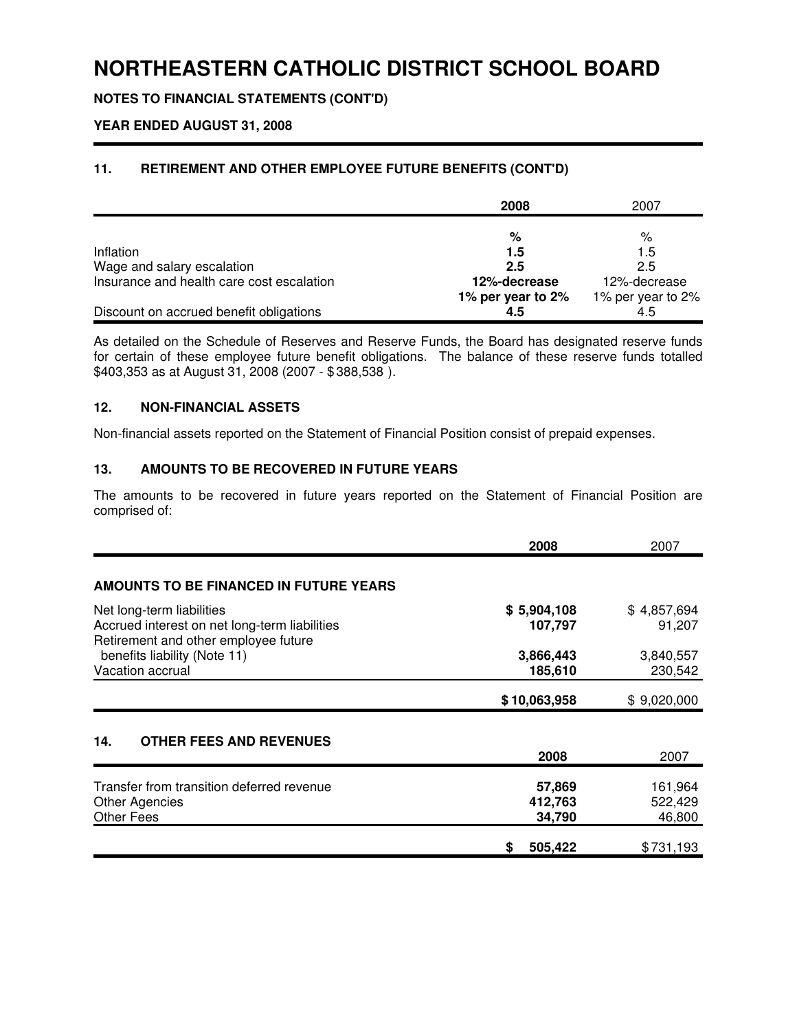# NORTHEASTERN CATHOLIC DISTRICT SCHOOL BOARD

**NOTES TO FINANCIAL STATEMENTS (CONT'D)**

**YEAR ENDED AUGUST 31, 2008**

### 11. RETIREMENT AND OTHER EMPLOYEE FUTURE BENEFITS (CONT'D)

| | **2008** | 2007 |
|---|---|---|
| | **%** | % |
| Inflation | **1.5** | 1.5 |
| Wage and salary escalation | **2.5** | 2.5 |
| Insurance and health care cost escalation | **12%-decrease 1% per year to 2%** | 12%-decrease 1% per year to 2% |
| Discount on accrued benefit obligations | **4.5** | 4.5 |

As detailed on the Schedule of Reserves and Reserve Funds, the Board has designated reserve funds for certain of these employee future benefit obligations. The balance of these reserve funds totalled $403,353 as at August 31, 2008 (2007 - $ 388,538 ).

### 12. NON-FINANCIAL ASSETS

Non-financial assets reported on the Statement of Financial Position consist of prepaid expenses.

### 13. AMOUNTS TO BE RECOVERED IN FUTURE YEARS

The amounts to be recovered in future years reported on the Statement of Financial Position are comprised of:

| | **2008** | 2007 |
|---|---|---|
| **AMOUNTS TO BE FINANCED IN FUTURE YEARS** | | |
| Net long-term liabilities | **$ 5,904,108** | $ 4,857,694 |
| Accrued interest on net long-term liabilities | **107,797** | 91,207 |
| Retirement and other employee future benefits liability (Note 11) | **3,866,443** | 3,840,557 |
| Vacation accrual | **185,610** | 230,542 |
| | **$ 10,063,958** | $ 9,020,000 |

### 14. OTHER FEES AND REVENUES

| | **2008** | 2007 |
|---|---|---|
| Transfer from transition deferred revenue | **57,869** | 161,964 |
| Other Agencies | **412,763** | 522,429 |
| Other Fees | **34,790** | 46,800 |
| | **$ 505,422** | $ 731,193 |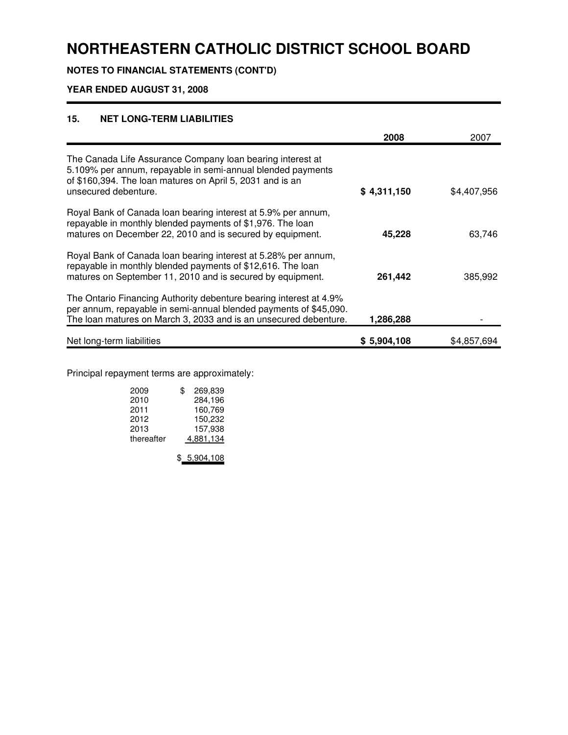# NORTHEASTERN CATHOLIC DISTRICT SCHOOL BOARD

**NOTES TO FINANCIAL STATEMENTS (CONT'D)**

**YEAR ENDED AUGUST 31, 2008**

## 15. NET LONG-TERM LIABILITIES

| | **2008** | 2007 |
|---|---|---|
| The Canada Life Assurance Company loan bearing interest at 5.109% per annum, repayable in semi-annual blended payments of $160,394. The loan matures on April 5, 2031 and is an unsecured debenture. | **$ 4,311,150** | $4,407,956 |
| Royal Bank of Canada loan bearing interest at 5.9% per annum, repayable in monthly blended payments of $1,976. The loan matures on December 22, 2010 and is secured by equipment. | **45,228** | 63,746 |
| Royal Bank of Canada loan bearing interest at 5.28% per annum, repayable in monthly blended payments of $12,616. The loan matures on September 11, 2010 and is secured by equipment. | **261,442** | 385,992 |
| The Ontario Financing Authority debenture bearing interest at 4.9% per annum, repayable in semi-annual blended payments of $45,090. The loan matures on March 3, 2033 and is an unsecured debenture. | **1,286,288** | - |
| Net long-term liabilities | **$ 5,904,108** | $4,857,694 |

Principal repayment terms are approximately:

| | |
|---|---|
| 2009 | $ 269,839 |
| 2010 | 284,196 |
| 2011 | 160,769 |
| 2012 | 150,232 |
| 2013 | 157,938 |
| thereafter | 4,881,134 |
| | $ 5,904,108 |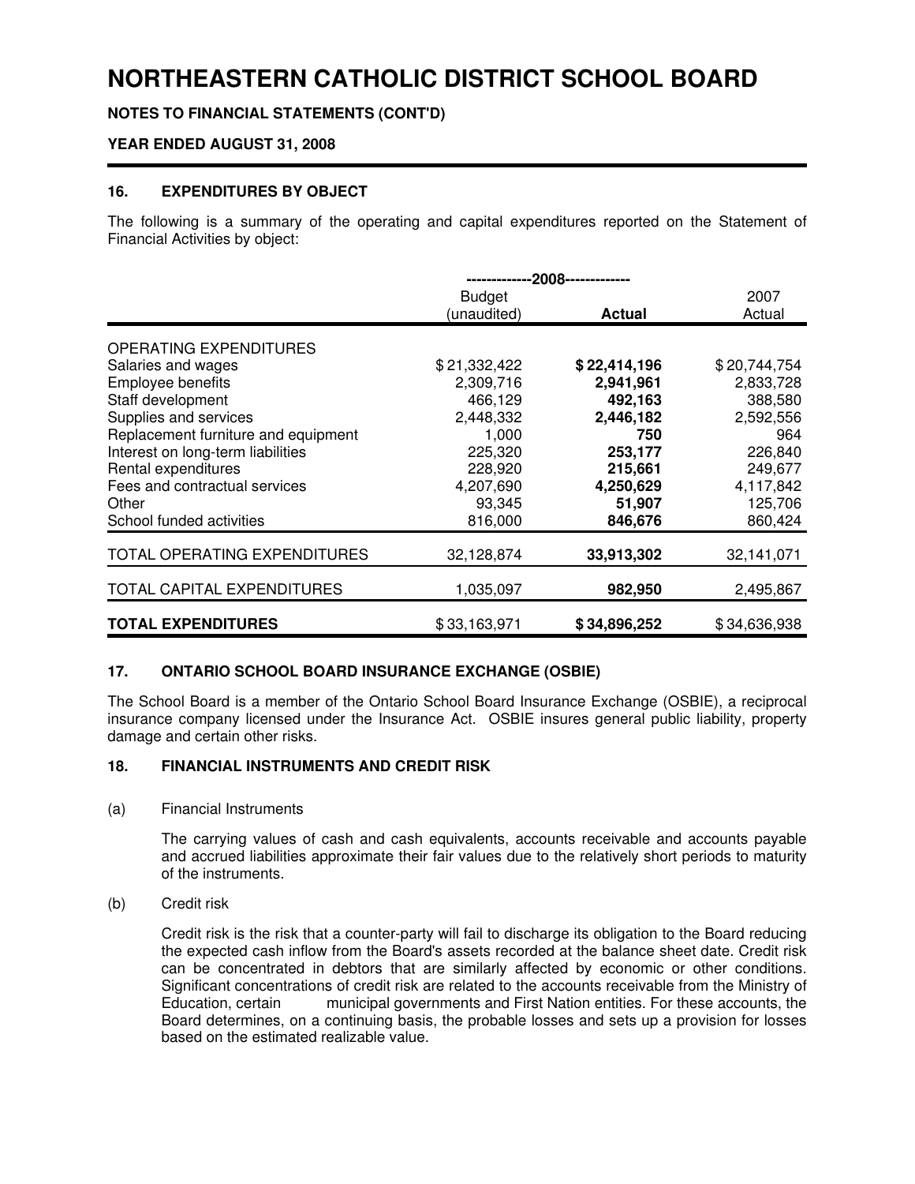# NORTHEASTERN CATHOLIC DISTRICT SCHOOL BOARD

**NOTES TO FINANCIAL STATEMENTS (CONT'D)**

**YEAR ENDED AUGUST 31, 2008**

## 16. EXPENDITURES BY OBJECT

The following is a summary of the operating and capital expenditures reported on the Statement of Financial Activities by object:

| | -------------2008------------- | | |
|---|---|---|---|
| | Budget (unaudited) | **Actual** | 2007 Actual |
| OPERATING EXPENDITURES | | | |
| Salaries and wages | $ 21,332,422 | **$ 22,414,196** | $ 20,744,754 |
| Employee benefits | 2,309,716 | **2,941,961** | 2,833,728 |
| Staff development | 466,129 | **492,163** | 388,580 |
| Supplies and services | 2,448,332 | **2,446,182** | 2,592,556 |
| Replacement furniture and equipment | 1,000 | **750** | 964 |
| Interest on long-term liabilities | 225,320 | **253,177** | 226,840 |
| Rental expenditures | 228,920 | **215,661** | 249,677 |
| Fees and contractual services | 4,207,690 | **4,250,629** | 4,117,842 |
| Other | 93,345 | **51,907** | 125,706 |
| School funded activities | 816,000 | **846,676** | 860,424 |
| TOTAL OPERATING EXPENDITURES | 32,128,874 | **33,913,302** | 32,141,071 |
| TOTAL CAPITAL EXPENDITURES | 1,035,097 | **982,950** | 2,495,867 |
| **TOTAL EXPENDITURES** | $ 33,163,971 | **$ 34,896,252** | $ 34,636,938 |

## 17. ONTARIO SCHOOL BOARD INSURANCE EXCHANGE (OSBIE)

The School Board is a member of the Ontario School Board Insurance Exchange (OSBIE), a reciprocal insurance company licensed under the Insurance Act. OSBIE insures general public liability, property damage and certain other risks.

## 18. FINANCIAL INSTRUMENTS AND CREDIT RISK

(a) Financial Instruments

The carrying values of cash and cash equivalents, accounts receivable and accounts payable and accrued liabilities approximate their fair values due to the relatively short periods to maturity of the instruments.

(b) Credit risk

Credit risk is the risk that a counter-party will fail to discharge its obligation to the Board reducing the expected cash inflow from the Board's assets recorded at the balance sheet date. Credit risk can be concentrated in debtors that are similarly affected by economic or other conditions. Significant concentrations of credit risk are related to the accounts receivable from the Ministry of Education, certain municipal governments and First Nation entities. For these accounts, the Board determines, on a continuing basis, the probable losses and sets up a provision for losses based on the estimated realizable value.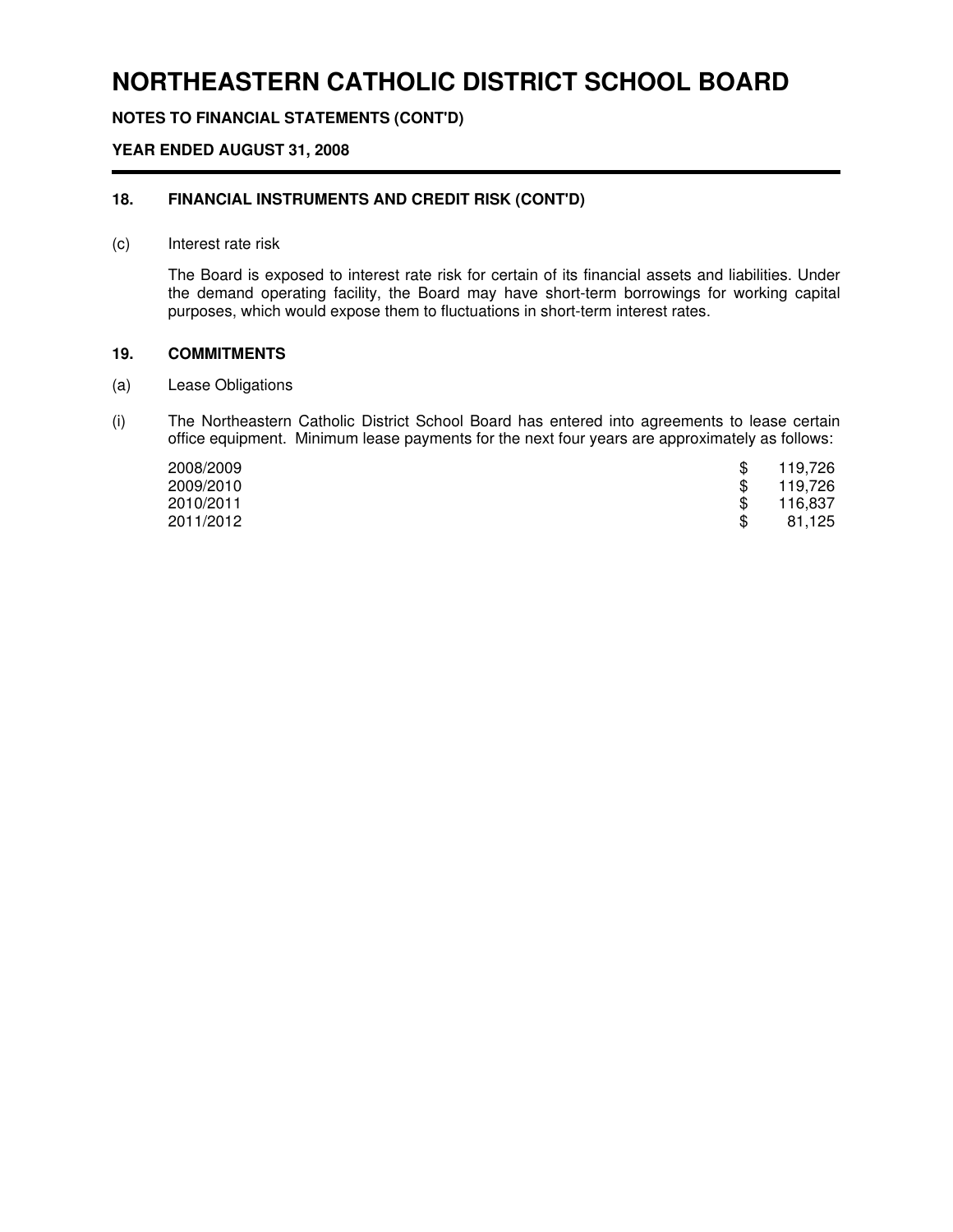# NORTHEASTERN CATHOLIC DISTRICT SCHOOL BOARD

**NOTES TO FINANCIAL STATEMENTS (CONT'D)**

**YEAR ENDED AUGUST 31, 2008**

## 18. FINANCIAL INSTRUMENTS AND CREDIT RISK (CONT'D)

(c) Interest rate risk

The Board is exposed to interest rate risk for certain of its financial assets and liabilities. Under the demand operating facility, the Board may have short-term borrowings for working capital purposes, which would expose them to fluctuations in short-term interest rates.

## 19. COMMITMENTS

(a) Lease Obligations

(i) The Northeastern Catholic District School Board has entered into agreements to lease certain office equipment. Minimum lease payments for the next four years are approximately as follows:

| | |
|---|---|
| 2008/2009 | $ 119,726 |
| 2009/2010 | $ 119,726 |
| 2010/2011 | $ 116,837 |
| 2011/2012 | $ 81,125 |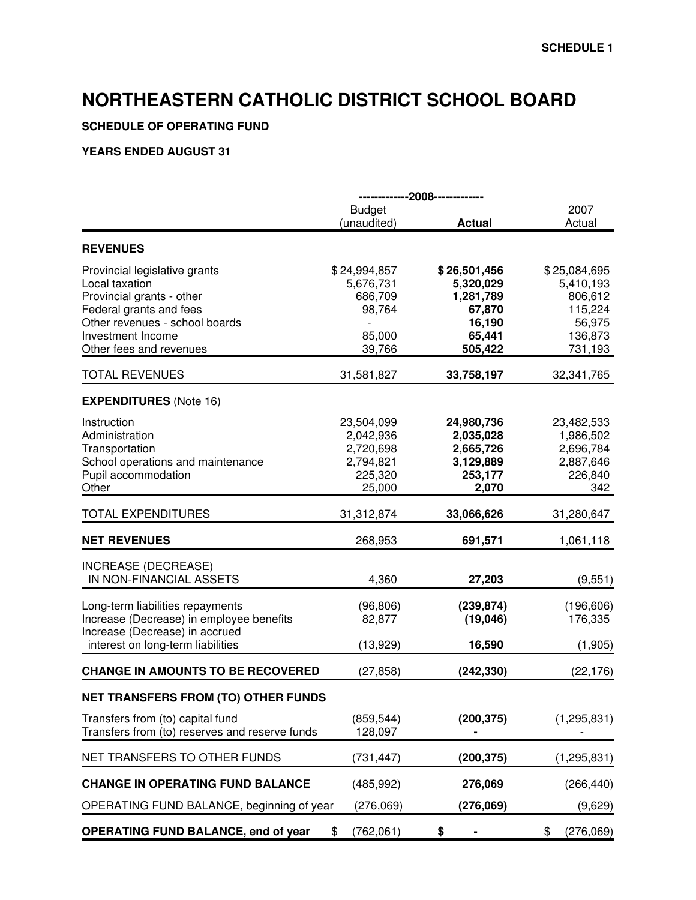SCHEDULE 1

# NORTHEASTERN CATHOLIC DISTRICT SCHOOL BOARD

**SCHEDULE OF OPERATING FUND**

**YEARS ENDED AUGUST 31**

| | 2008 | | |
|---|---|---|---|
| | Budget (unaudited) | **Actual** | 2007 Actual |
| **REVENUES** | | | |
| Provincial legislative grants | $ 24,994,857 | **$ 26,501,456** | $ 25,084,695 |
| Local taxation | 5,676,731 | **5,320,029** | 5,410,193 |
| Provincial grants - other | 686,709 | **1,281,789** | 806,612 |
| Federal grants and fees | 98,764 | **67,870** | 115,224 |
| Other revenues - school boards | - | **16,190** | 56,975 |
| Investment Income | 85,000 | **65,441** | 136,873 |
| Other fees and revenues | 39,766 | **505,422** | 731,193 |
| TOTAL REVENUES | 31,581,827 | **33,758,197** | 32,341,765 |
| **EXPENDITURES** (Note 16) | | | |
| Instruction | 23,504,099 | **24,980,736** | 23,482,533 |
| Administration | 2,042,936 | **2,035,028** | 1,986,502 |
| Transportation | 2,720,698 | **2,665,726** | 2,696,784 |
| School operations and maintenance | 2,794,821 | **3,129,889** | 2,887,646 |
| Pupil accommodation | 225,320 | **253,177** | 226,840 |
| Other | 25,000 | **2,070** | 342 |
| TOTAL EXPENDITURES | 31,312,874 | **33,066,626** | 31,280,647 |
| **NET REVENUES** | 268,953 | **691,571** | 1,061,118 |
| INCREASE (DECREASE) IN NON-FINANCIAL ASSETS | 4,360 | **27,203** | (9,551) |
| Long-term liabilities repayments | (96,806) | **(239,874)** | (196,606) |
| Increase (Decrease) in employee benefits | 82,877 | **(19,046)** | 176,335 |
| Increase (Decrease) in accrued interest on long-term liabilities | (13,929) | **16,590** | (1,905) |
| **CHANGE IN AMOUNTS TO BE RECOVERED** | (27,858) | **(242,330)** | (22,176) |
| **NET TRANSFERS FROM (TO) OTHER FUNDS** | | | |
| Transfers from (to) capital fund | (859,544) | **(200,375)** | (1,295,831) |
| Transfers from (to) reserves and reserve funds | 128,097 | **-** | - |
| NET TRANSFERS TO OTHER FUNDS | (731,447) | **(200,375)** | (1,295,831) |
| **CHANGE IN OPERATING FUND BALANCE** | (485,992) | **276,069** | (266,440) |
| OPERATING FUND BALANCE, beginning of year | (276,069) | **(276,069)** | (9,629) |
| **OPERATING FUND BALANCE, end of year** | $ (762,061) | **$ -** | $ (276,069) |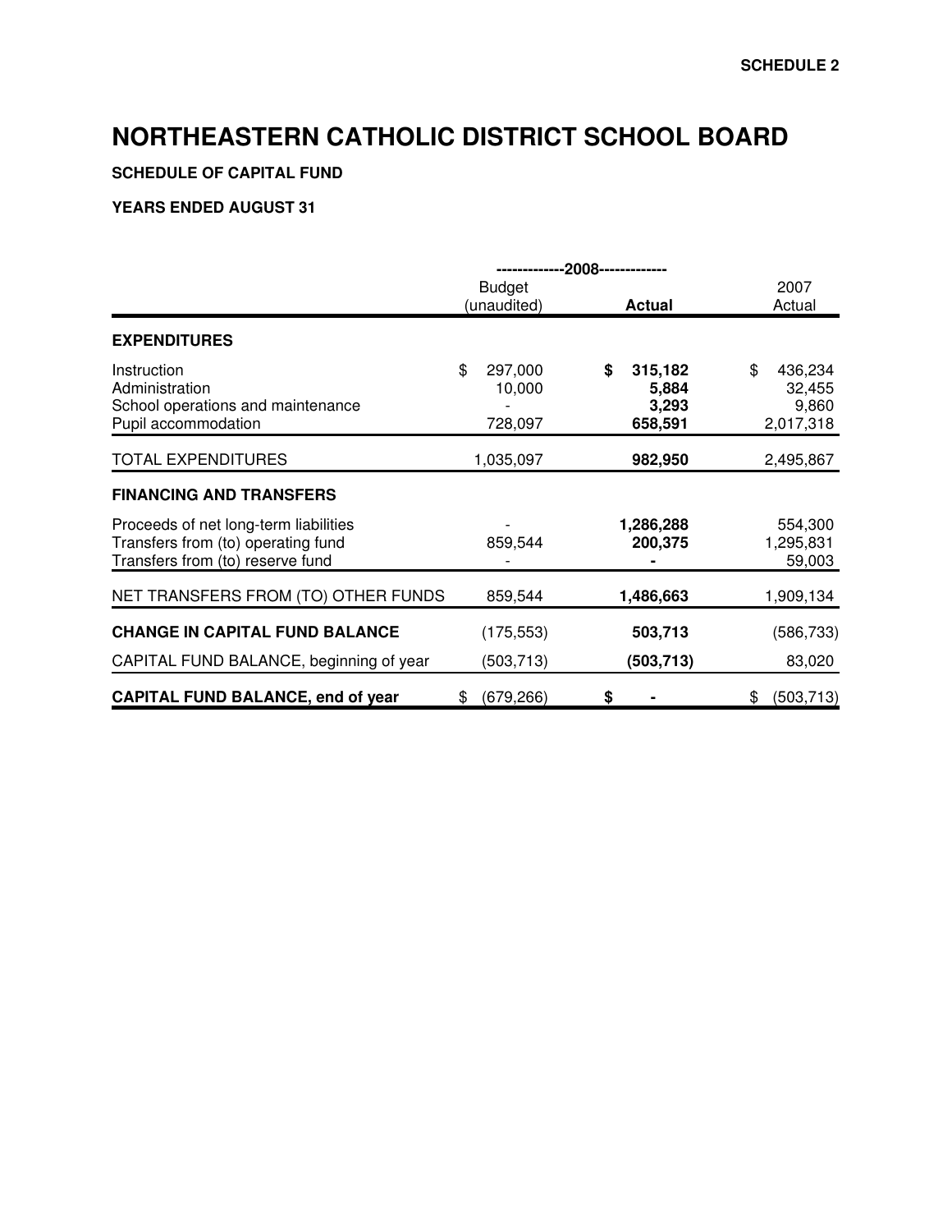SCHEDULE 2

# NORTHEASTERN CATHOLIC DISTRICT SCHOOL BOARD

**SCHEDULE OF CAPITAL FUND**

**YEARS ENDED AUGUST 31**

| | 2008 | | |
|---|---|---|---|
| | Budget (unaudited) | **Actual** | 2007 Actual |
| **EXPENDITURES** | | | |
| Instruction | $ 297,000 | **$ 315,182** | $ 436,234 |
| Administration | 10,000 | **5,884** | 32,455 |
| School operations and maintenance | - | **3,293** | 9,860 |
| Pupil accommodation | 728,097 | **658,591** | 2,017,318 |
| TOTAL EXPENDITURES | 1,035,097 | **982,950** | 2,495,867 |
| **FINANCING AND TRANSFERS** | | | |
| Proceeds of net long-term liabilities | - | **1,286,288** | 554,300 |
| Transfers from (to) operating fund | 859,544 | **200,375** | 1,295,831 |
| Transfers from (to) reserve fund | - | **-** | 59,003 |
| NET TRANSFERS FROM (TO) OTHER FUNDS | 859,544 | **1,486,663** | 1,909,134 |
| **CHANGE IN CAPITAL FUND BALANCE** | (175,553) | **503,713** | (586,733) |
| CAPITAL FUND BALANCE, beginning of year | (503,713) | **(503,713)** | 83,020 |
| **CAPITAL FUND BALANCE, end of year** | $ (679,266) | **$ -** | $ (503,713) |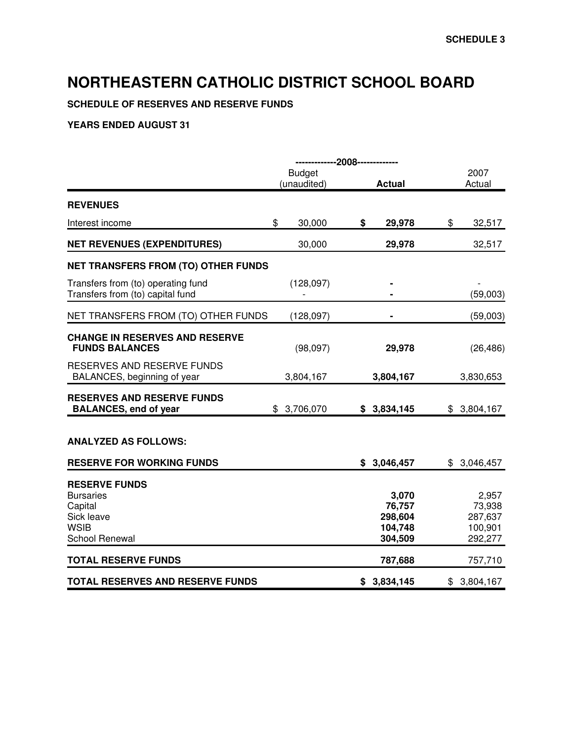SCHEDULE 3

# NORTHEASTERN CATHOLIC DISTRICT SCHOOL BOARD

**SCHEDULE OF RESERVES AND RESERVE FUNDS**

**YEARS ENDED AUGUST 31**

| | 2008 | | |
|---|---|---|---|
| | Budget (unaudited) | **Actual** | 2007 Actual |
| **REVENUES** | | | |
| Interest income | $ 30,000 | **$ 29,978** | $ 32,517 |
| **NET REVENUES (EXPENDITURES)** | 30,000 | **29,978** | 32,517 |
| **NET TRANSFERS FROM (TO) OTHER FUNDS** | | | |
| Transfers from (to) operating fund | (128,097) | **-** | - |
| Transfers from (to) capital fund | - | **-** | (59,003) |
| NET TRANSFERS FROM (TO) OTHER FUNDS | (128,097) | **-** | (59,003) |
| **CHANGE IN RESERVES AND RESERVE FUNDS BALANCES** | (98,097) | **29,978** | (26,486) |
| RESERVES AND RESERVE FUNDS BALANCES, beginning of year | 3,804,167 | **3,804,167** | 3,830,653 |
| **RESERVES AND RESERVE FUNDS BALANCES, end of year** | $ 3,706,070 | **$ 3,834,145** | $ 3,804,167 |
| | | | |
| **ANALYZED AS FOLLOWS:** | | | |
| **RESERVE FOR WORKING FUNDS** | | **$ 3,046,457** | $ 3,046,457 |
| **RESERVE FUNDS** | | | |
| Bursaries | | **3,070** | 2,957 |
| Capital | | **76,757** | 73,938 |
| Sick leave | | **298,604** | 287,637 |
| WSIB | | **104,748** | 100,901 |
| School Renewal | | **304,509** | 292,277 |
| **TOTAL RESERVE FUNDS** | | **787,688** | 757,710 |
| **TOTAL RESERVES AND RESERVE FUNDS** | | **$ 3,834,145** | $ 3,804,167 |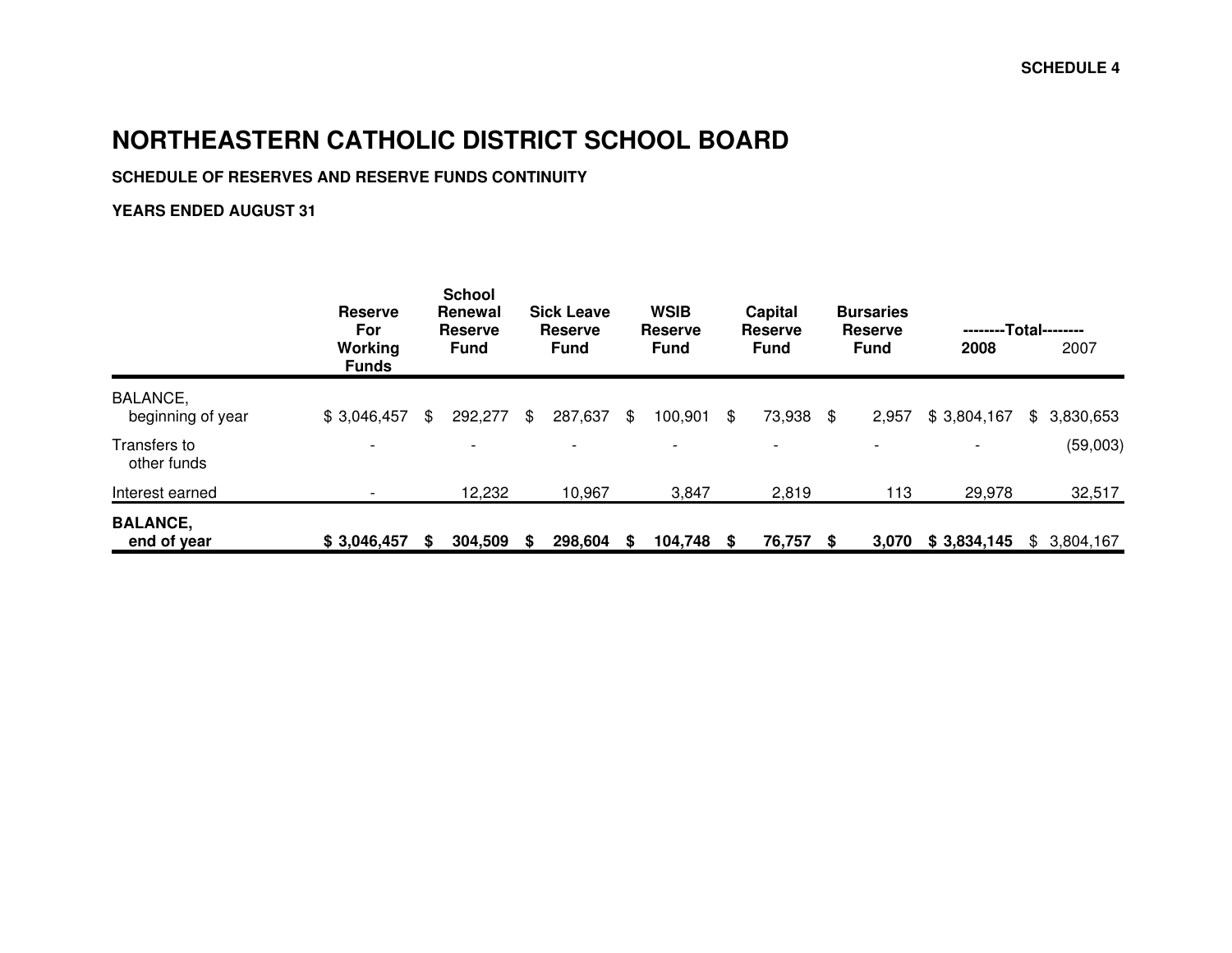SCHEDULE 4

# NORTHEASTERN CATHOLIC DISTRICT SCHOOL BOARD

**SCHEDULE OF RESERVES AND RESERVE FUNDS CONTINUITY**

**YEARS ENDED AUGUST 31**

| | Reserve For Working Funds | School Renewal Reserve Fund | Sick Leave Reserve Fund | WSIB Reserve Fund | Capital Reserve Fund | Bursaries Reserve Fund | Total 2008 | Total 2007 |
|---|---|---|---|---|---|---|---|---|
| BALANCE, beginning of year | $ 3,046,457 | $ 292,277 | $ 287,637 | $ 100,901 | $ 73,938 | $ 2,957 | $ 3,804,167 | $ 3,830,653 |
| Transfers to other funds | - | - | - | - | - | - | - | (59,003) |
| Interest earned | - | 12,232 | 10,967 | 3,847 | 2,819 | 113 | 29,978 | 32,517 |
| **BALANCE, end of year** | **$ 3,046,457** | **$ 304,509** | **$ 298,604** | **$ 104,748** | **$ 76,757** | **$ 3,070** | **$ 3,834,145** | $ 3,804,167 |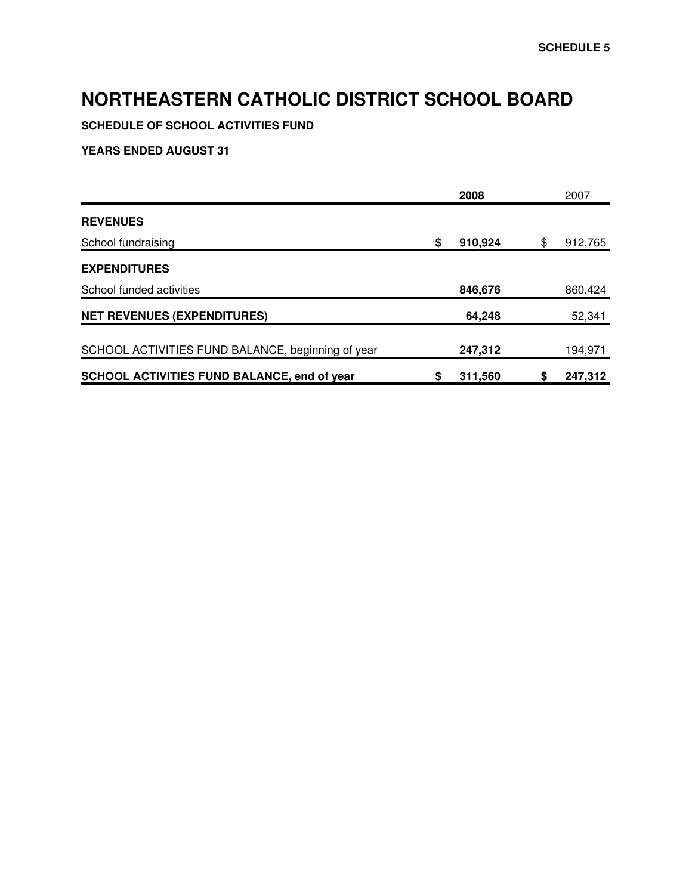**SCHEDULE 5**

# NORTHEASTERN CATHOLIC DISTRICT SCHOOL BOARD

**SCHEDULE OF SCHOOL ACTIVITIES FUND**

**YEARS ENDED AUGUST 31**

| | 2008 | 2007 |
|---|---|---|
| **REVENUES** | | |
| School fundraising | **$ 910,924** | $ 912,765 |
| **EXPENDITURES** | | |
| School funded activities | **846,676** | 860,424 |
| **NET REVENUES (EXPENDITURES)** | **64,248** | 52,341 |
| SCHOOL ACTIVITIES FUND BALANCE, beginning of year | **247,312** | 194,971 |
| **SCHOOL ACTIVITIES FUND BALANCE, end of year** | **$ 311,560** | **$ 247,312** |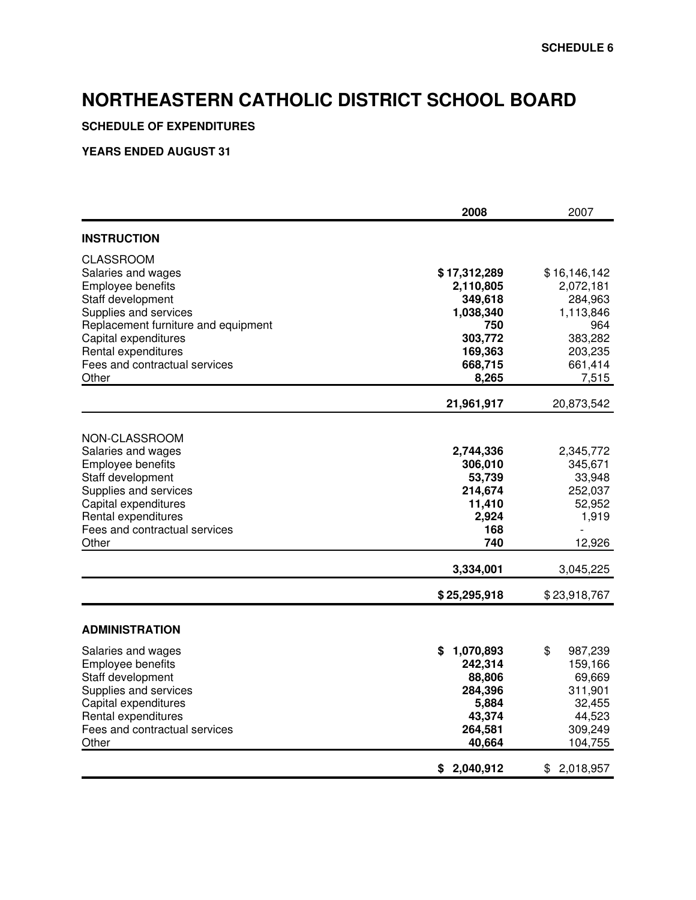SCHEDULE 6

# NORTHEASTERN CATHOLIC DISTRICT SCHOOL BOARD

**SCHEDULE OF EXPENDITURES**

**YEARS ENDED AUGUST 31**

| | **2008** | 2007 |
|---|---|---|
| **INSTRUCTION** | | |
| CLASSROOM | | |
| Salaries and wages | **$ 17,312,289** | $ 16,146,142 |
| Employee benefits | **2,110,805** | 2,072,181 |
| Staff development | **349,618** | 284,963 |
| Supplies and services | **1,038,340** | 1,113,846 |
| Replacement furniture and equipment | **750** | 964 |
| Capital expenditures | **303,772** | 383,282 |
| Rental expenditures | **169,363** | 203,235 |
| Fees and contractual services | **668,715** | 661,414 |
| Other | **8,265** | 7,515 |
| | **21,961,917** | 20,873,542 |
| NON-CLASSROOM | | |
| Salaries and wages | **2,744,336** | 2,345,772 |
| Employee benefits | **306,010** | 345,671 |
| Staff development | **53,739** | 33,948 |
| Supplies and services | **214,674** | 252,037 |
| Capital expenditures | **11,410** | 52,952 |
| Rental expenditures | **2,924** | 1,919 |
| Fees and contractual services | **168** | - |
| Other | **740** | 12,926 |
| | **3,334,001** | 3,045,225 |
| | **$ 25,295,918** | $ 23,918,767 |
| **ADMINISTRATION** | | |
| Salaries and wages | **$ 1,070,893** | $ 987,239 |
| Employee benefits | **242,314** | 159,166 |
| Staff development | **88,806** | 69,669 |
| Supplies and services | **284,396** | 311,901 |
| Capital expenditures | **5,884** | 32,455 |
| Rental expenditures | **43,374** | 44,523 |
| Fees and contractual services | **264,581** | 309,249 |
| Other | **40,664** | 104,755 |
| | **$ 2,040,912** | $ 2,018,957 |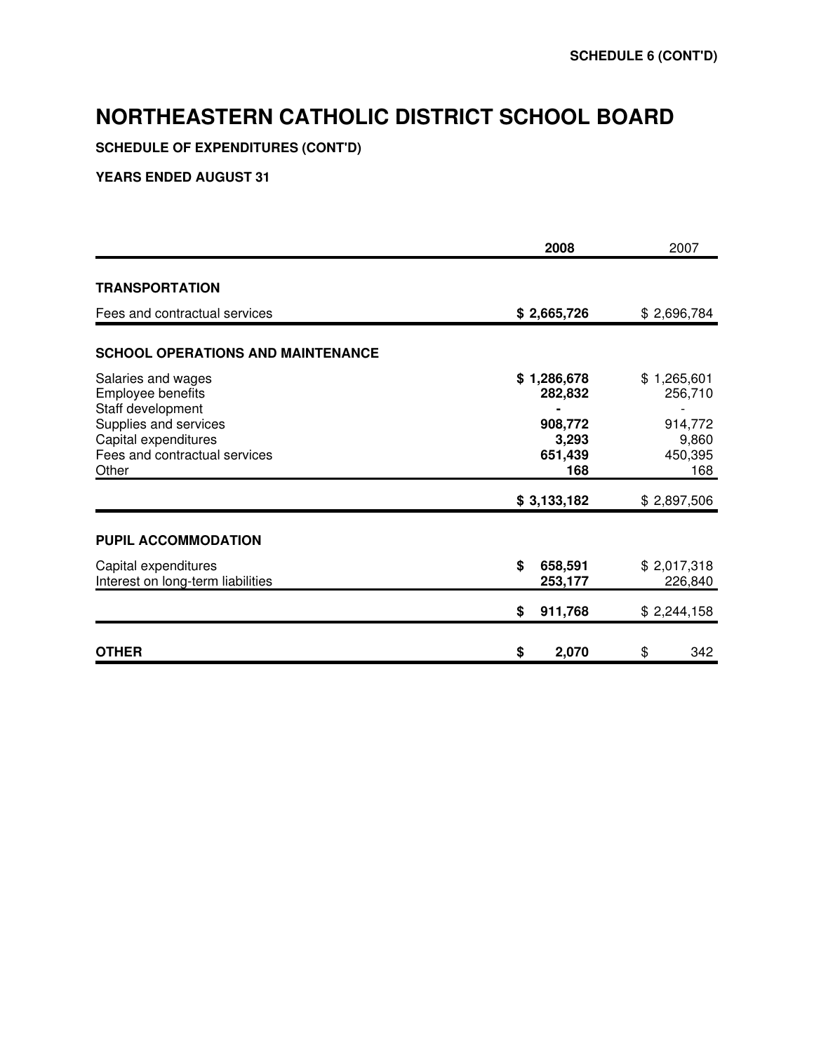SCHEDULE 6 (CONT'D)

# NORTHEASTERN CATHOLIC DISTRICT SCHOOL BOARD

**SCHEDULE OF EXPENDITURES (CONT'D)**

**YEARS ENDED AUGUST 31**

| | **2008** | 2007 |
|---|---|---|
| **TRANSPORTATION** | | |
| Fees and contractual services | **$ 2,665,726** | $ 2,696,784 |
| **SCHOOL OPERATIONS AND MAINTENANCE** | | |
| Salaries and wages | **$ 1,286,678** | $ 1,265,601 |
| Employee benefits | **282,832** | 256,710 |
| Staff development | **-** | - |
| Supplies and services | **908,772** | 914,772 |
| Capital expenditures | **3,293** | 9,860 |
| Fees and contractual services | **651,439** | 450,395 |
| Other | **168** | 168 |
| | **$ 3,133,182** | $ 2,897,506 |
| **PUPIL ACCOMMODATION** | | |
| Capital expenditures | **$ 658,591** | $ 2,017,318 |
| Interest on long-term liabilities | **253,177** | 226,840 |
| | **$ 911,768** | $ 2,244,158 |
| **OTHER** | **$ 2,070** | $ 342 |